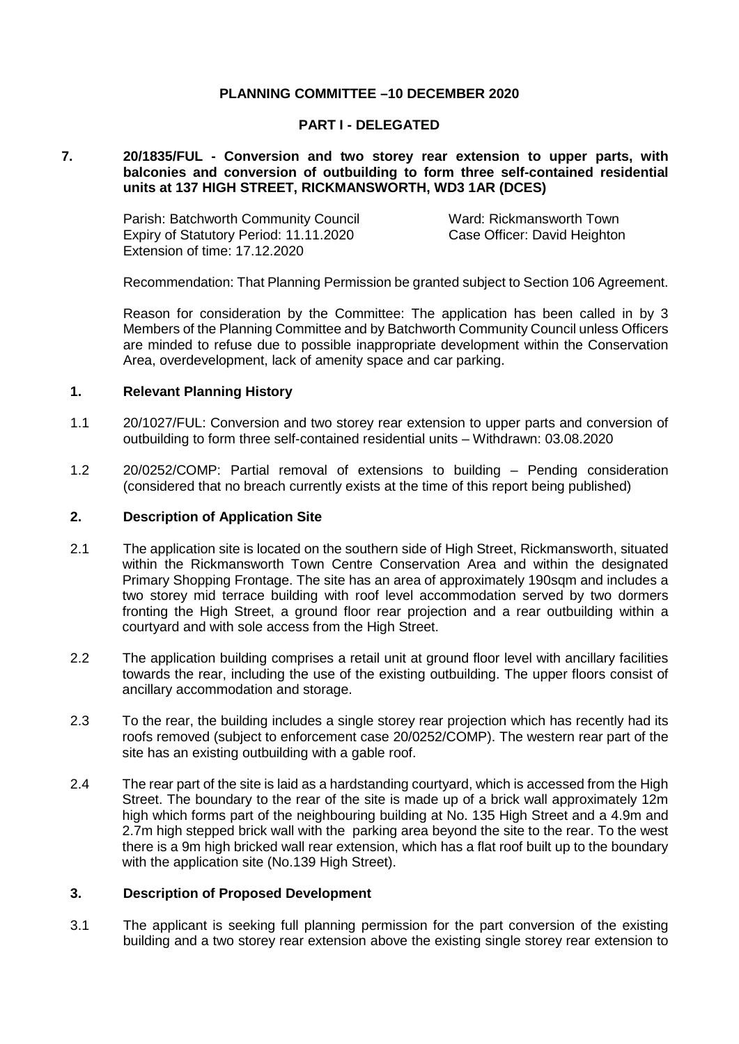**PLANNING COMMITTEE –10 DECEMBER 2020**

**PART I - DELEGATED**

**7. 20/1835/FUL - Conversion and two storey rear extension to upper parts, with balconies and conversion of outbuilding to form three self-contained residential units at 137 HIGH STREET, RICKMANSWORTH, WD3 1AR (DCES)**

Parish: Batchworth Community Council
Ward: Rickmansworth Town
Expiry of Statutory Period: 11.11.2020
Case Officer: David Heighton
Extension of time: 17.12.2020

Recommendation: That Planning Permission be granted subject to Section 106 Agreement.

Reason for consideration by the Committee: The application has been called in by 3 Members of the Planning Committee and by Batchworth Community Council unless Officers are minded to refuse due to possible inappropriate development within the Conservation Area, overdevelopment, lack of amenity space and car parking.

## 1. Relevant Planning History

1.1 20/1027/FUL: Conversion and two storey rear extension to upper parts and conversion of outbuilding to form three self-contained residential units – Withdrawn: 03.08.2020

1.2 20/0252/COMP: Partial removal of extensions to building – Pending consideration (considered that no breach currently exists at the time of this report being published)

## 2. Description of Application Site

2.1 The application site is located on the southern side of High Street, Rickmansworth, situated within the Rickmansworth Town Centre Conservation Area and within the designated Primary Shopping Frontage. The site has an area of approximately 190sqm and includes a two storey mid terrace building with roof level accommodation served by two dormers fronting the High Street, a ground floor rear projection and a rear outbuilding within a courtyard and with sole access from the High Street.

2.2 The application building comprises a retail unit at ground floor level with ancillary facilities towards the rear, including the use of the existing outbuilding. The upper floors consist of ancillary accommodation and storage.

2.3 To the rear, the building includes a single storey rear projection which has recently had its roofs removed (subject to enforcement case 20/0252/COMP). The western rear part of the site has an existing outbuilding with a gable roof.

2.4 The rear part of the site is laid as a hardstanding courtyard, which is accessed from the High Street. The boundary to the rear of the site is made up of a brick wall approximately 12m high which forms part of the neighbouring building at No. 135 High Street and a 4.9m and 2.7m high stepped brick wall with the parking area beyond the site to the rear. To the west there is a 9m high bricked wall rear extension, which has a flat roof built up to the boundary with the application site (No.139 High Street).

## 3. Description of Proposed Development

3.1 The applicant is seeking full planning permission for the part conversion of the existing building and a two storey rear extension above the existing single storey rear extension to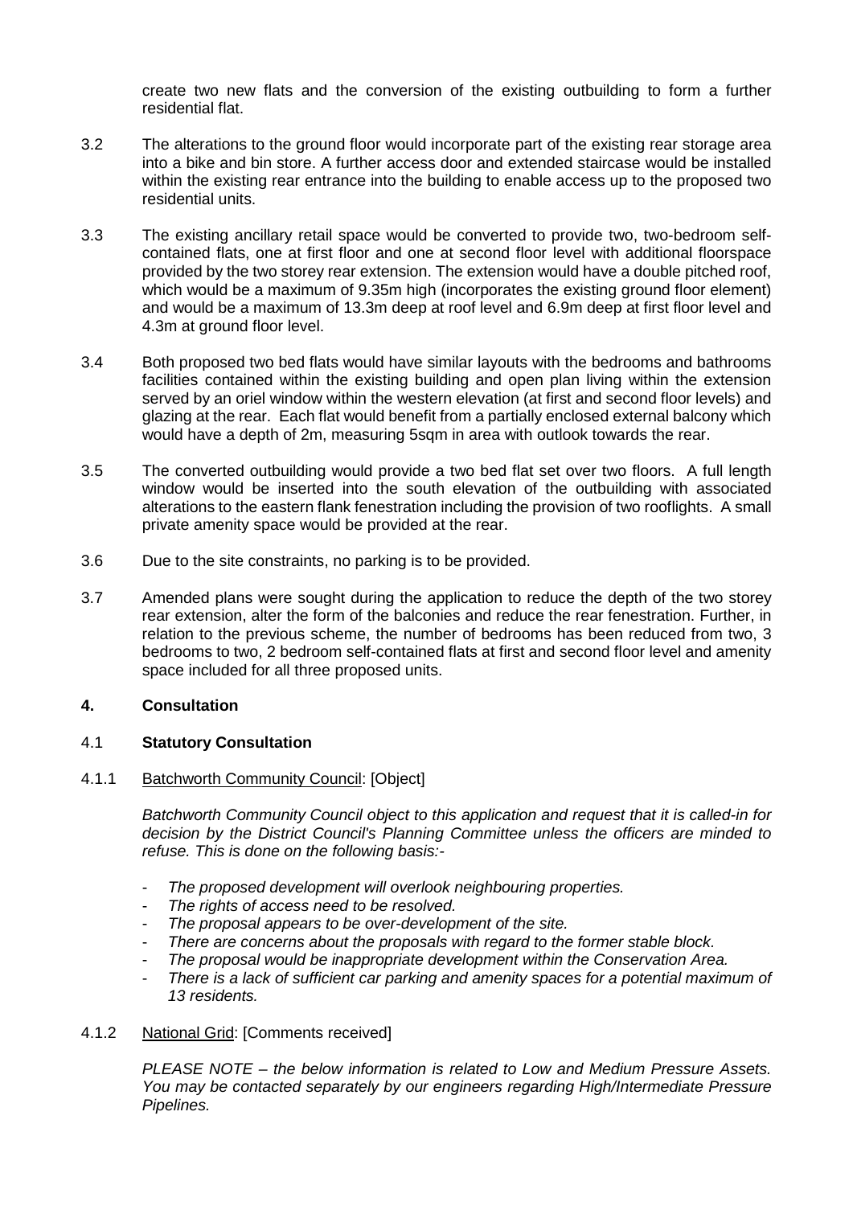create two new flats and the conversion of the existing outbuilding to form a further residential flat.

3.2 The alterations to the ground floor would incorporate part of the existing rear storage area into a bike and bin store. A further access door and extended staircase would be installed within the existing rear entrance into the building to enable access up to the proposed two residential units.

3.3 The existing ancillary retail space would be converted to provide two, two-bedroom self-contained flats, one at first floor and one at second floor level with additional floorspace provided by the two storey rear extension. The extension would have a double pitched roof, which would be a maximum of 9.35m high (incorporates the existing ground floor element) and would be a maximum of 13.3m deep at roof level and 6.9m deep at first floor level and 4.3m at ground floor level.

3.4 Both proposed two bed flats would have similar layouts with the bedrooms and bathrooms facilities contained within the existing building and open plan living within the extension served by an oriel window within the western elevation (at first and second floor levels) and glazing at the rear. Each flat would benefit from a partially enclosed external balcony which would have a depth of 2m, measuring 5sqm in area with outlook towards the rear.

3.5 The converted outbuilding would provide a two bed flat set over two floors. A full length window would be inserted into the south elevation of the outbuilding with associated alterations to the eastern flank fenestration including the provision of two rooflights. A small private amenity space would be provided at the rear.

3.6 Due to the site constraints, no parking is to be provided.

3.7 Amended plans were sought during the application to reduce the depth of the two storey rear extension, alter the form of the balconies and reduce the rear fenestration. Further, in relation to the previous scheme, the number of bedrooms has been reduced from two, 3 bedrooms to two, 2 bedroom self-contained flats at first and second floor level and amenity space included for all three proposed units.

## 4. Consultation

### 4.1 Statutory Consultation

4.1.1 Batchworth Community Council: [Object]

*Batchworth Community Council object to this application and request that it is called-in for decision by the District Council's Planning Committee unless the officers are minded to refuse. This is done on the following basis:-*

- *The proposed development will overlook neighbouring properties.*
- *The rights of access need to be resolved.*
- *The proposal appears to be over-development of the site.*
- *There are concerns about the proposals with regard to the former stable block.*
- *The proposal would be inappropriate development within the Conservation Area.*
- *There is a lack of sufficient car parking and amenity spaces for a potential maximum of 13 residents.*

4.1.2 National Grid: [Comments received]

*PLEASE NOTE – the below information is related to Low and Medium Pressure Assets. You may be contacted separately by our engineers regarding High/Intermediate Pressure Pipelines.*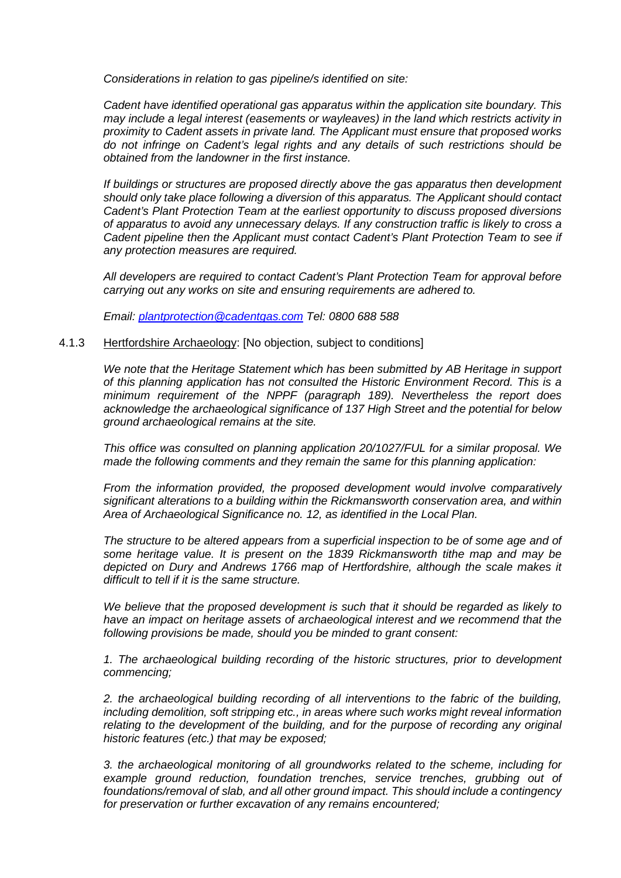*Considerations in relation to gas pipeline/s identified on site:*

*Cadent have identified operational gas apparatus within the application site boundary. This may include a legal interest (easements or wayleaves) in the land which restricts activity in proximity to Cadent assets in private land. The Applicant must ensure that proposed works do not infringe on Cadent's legal rights and any details of such restrictions should be obtained from the landowner in the first instance.*

*If buildings or structures are proposed directly above the gas apparatus then development should only take place following a diversion of this apparatus. The Applicant should contact Cadent's Plant Protection Team at the earliest opportunity to discuss proposed diversions of apparatus to avoid any unnecessary delays. If any construction traffic is likely to cross a Cadent pipeline then the Applicant must contact Cadent's Plant Protection Team to see if any protection measures are required.*

*All developers are required to contact Cadent's Plant Protection Team for approval before carrying out any works on site and ensuring requirements are adhered to.*

*Email: plantprotection@cadentgas.com Tel: 0800 688 588*

4.1.3 Hertfordshire Archaeology: [No objection, subject to conditions]

*We note that the Heritage Statement which has been submitted by AB Heritage in support of this planning application has not consulted the Historic Environment Record. This is a minimum requirement of the NPPF (paragraph 189). Nevertheless the report does acknowledge the archaeological significance of 137 High Street and the potential for below ground archaeological remains at the site.*

*This office was consulted on planning application 20/1027/FUL for a similar proposal. We made the following comments and they remain the same for this planning application:*

*From the information provided, the proposed development would involve comparatively significant alterations to a building within the Rickmansworth conservation area, and within Area of Archaeological Significance no. 12, as identified in the Local Plan.*

*The structure to be altered appears from a superficial inspection to be of some age and of some heritage value. It is present on the 1839 Rickmansworth tithe map and may be depicted on Dury and Andrews 1766 map of Hertfordshire, although the scale makes it difficult to tell if it is the same structure.*

*We believe that the proposed development is such that it should be regarded as likely to have an impact on heritage assets of archaeological interest and we recommend that the following provisions be made, should you be minded to grant consent:*

*1. The archaeological building recording of the historic structures, prior to development commencing;*

*2. the archaeological building recording of all interventions to the fabric of the building, including demolition, soft stripping etc., in areas where such works might reveal information relating to the development of the building, and for the purpose of recording any original historic features (etc.) that may be exposed;*

*3. the archaeological monitoring of all groundworks related to the scheme, including for example ground reduction, foundation trenches, service trenches, grubbing out of foundations/removal of slab, and all other ground impact. This should include a contingency for preservation or further excavation of any remains encountered;*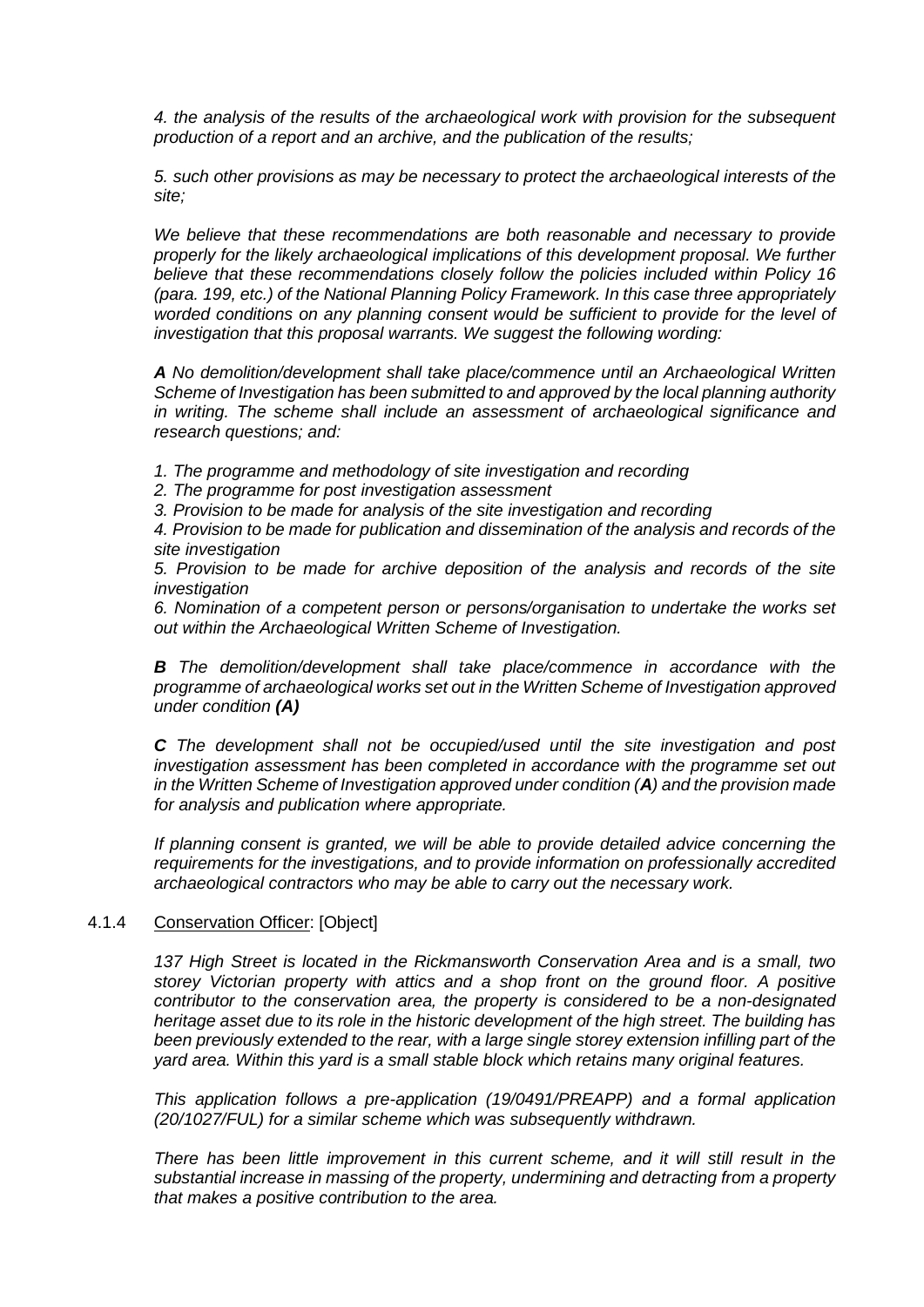*4. the analysis of the results of the archaeological work with provision for the subsequent production of a report and an archive, and the publication of the results;*

*5. such other provisions as may be necessary to protect the archaeological interests of the site;*

*We believe that these recommendations are both reasonable and necessary to provide properly for the likely archaeological implications of this development proposal. We further believe that these recommendations closely follow the policies included within Policy 16 (para. 199, etc.) of the National Planning Policy Framework. In this case three appropriately worded conditions on any planning consent would be sufficient to provide for the level of investigation that this proposal warrants. We suggest the following wording:*

***A*** *No demolition/development shall take place/commence until an Archaeological Written Scheme of Investigation has been submitted to and approved by the local planning authority in writing. The scheme shall include an assessment of archaeological significance and research questions; and:*

*1. The programme and methodology of site investigation and recording*
*2. The programme for post investigation assessment*
*3. Provision to be made for analysis of the site investigation and recording*
*4. Provision to be made for publication and dissemination of the analysis and records of the site investigation*
*5. Provision to be made for archive deposition of the analysis and records of the site investigation*
*6. Nomination of a competent person or persons/organisation to undertake the works set out within the Archaeological Written Scheme of Investigation.*

***B*** *The demolition/development shall take place/commence in accordance with the programme of archaeological works set out in the Written Scheme of Investigation approved under condition **(A)***

***C*** *The development shall not be occupied/used until the site investigation and post investigation assessment has been completed in accordance with the programme set out in the Written Scheme of Investigation approved under condition (**A**) and the provision made for analysis and publication where appropriate.*

*If planning consent is granted, we will be able to provide detailed advice concerning the requirements for the investigations, and to provide information on professionally accredited archaeological contractors who may be able to carry out the necessary work.*

4.1.4 Conservation Officer: [Object]

*137 High Street is located in the Rickmansworth Conservation Area and is a small, two storey Victorian property with attics and a shop front on the ground floor. A positive contributor to the conservation area, the property is considered to be a non-designated heritage asset due to its role in the historic development of the high street. The building has been previously extended to the rear, with a large single storey extension infilling part of the yard area. Within this yard is a small stable block which retains many original features.*

*This application follows a pre-application (19/0491/PREAPP) and a formal application (20/1027/FUL) for a similar scheme which was subsequently withdrawn.*

*There has been little improvement in this current scheme, and it will still result in the substantial increase in massing of the property, undermining and detracting from a property that makes a positive contribution to the area.*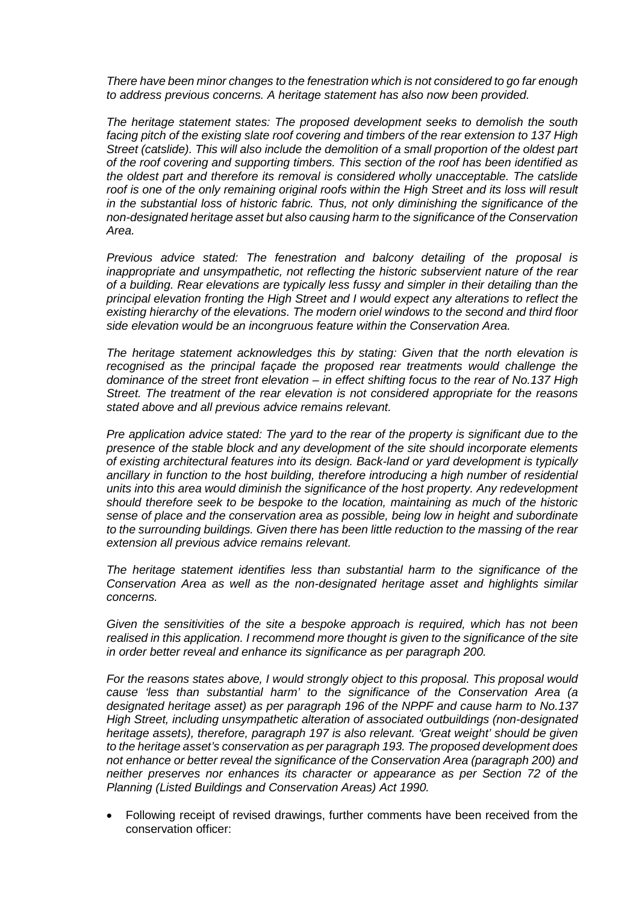*There have been minor changes to the fenestration which is not considered to go far enough to address previous concerns. A heritage statement has also now been provided.*

*The heritage statement states: The proposed development seeks to demolish the south facing pitch of the existing slate roof covering and timbers of the rear extension to 137 High Street (catslide). This will also include the demolition of a small proportion of the oldest part of the roof covering and supporting timbers. This section of the roof has been identified as the oldest part and therefore its removal is considered wholly unacceptable. The catslide roof is one of the only remaining original roofs within the High Street and its loss will result in the substantial loss of historic fabric. Thus, not only diminishing the significance of the non-designated heritage asset but also causing harm to the significance of the Conservation Area.*

*Previous advice stated: The fenestration and balcony detailing of the proposal is inappropriate and unsympathetic, not reflecting the historic subservient nature of the rear of a building. Rear elevations are typically less fussy and simpler in their detailing than the principal elevation fronting the High Street and I would expect any alterations to reflect the existing hierarchy of the elevations. The modern oriel windows to the second and third floor side elevation would be an incongruous feature within the Conservation Area.*

*The heritage statement acknowledges this by stating: Given that the north elevation is recognised as the principal façade the proposed rear treatments would challenge the dominance of the street front elevation – in effect shifting focus to the rear of No.137 High Street. The treatment of the rear elevation is not considered appropriate for the reasons stated above and all previous advice remains relevant.*

*Pre application advice stated: The yard to the rear of the property is significant due to the presence of the stable block and any development of the site should incorporate elements of existing architectural features into its design. Back-land or yard development is typically ancillary in function to the host building, therefore introducing a high number of residential units into this area would diminish the significance of the host property. Any redevelopment should therefore seek to be bespoke to the location, maintaining as much of the historic sense of place and the conservation area as possible, being low in height and subordinate to the surrounding buildings. Given there has been little reduction to the massing of the rear extension all previous advice remains relevant.*

*The heritage statement identifies less than substantial harm to the significance of the Conservation Area as well as the non-designated heritage asset and highlights similar concerns.*

*Given the sensitivities of the site a bespoke approach is required, which has not been realised in this application. I recommend more thought is given to the significance of the site in order better reveal and enhance its significance as per paragraph 200.*

*For the reasons states above, I would strongly object to this proposal. This proposal would cause 'less than substantial harm' to the significance of the Conservation Area (a designated heritage asset) as per paragraph 196 of the NPPF and cause harm to No.137 High Street, including unsympathetic alteration of associated outbuildings (non-designated heritage assets), therefore, paragraph 197 is also relevant. 'Great weight' should be given to the heritage asset's conservation as per paragraph 193. The proposed development does not enhance or better reveal the significance of the Conservation Area (paragraph 200) and neither preserves nor enhances its character or appearance as per Section 72 of the Planning (Listed Buildings and Conservation Areas) Act 1990.*

- Following receipt of revised drawings, further comments have been received from the conservation officer: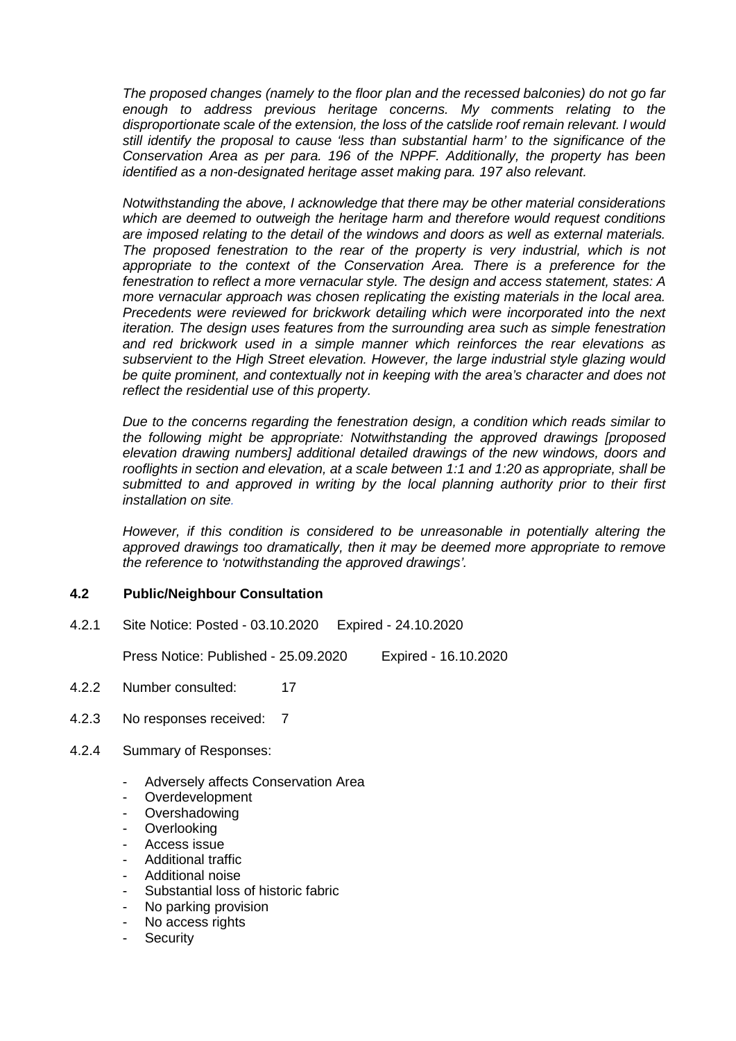*The proposed changes (namely to the floor plan and the recessed balconies) do not go far enough to address previous heritage concerns. My comments relating to the disproportionate scale of the extension, the loss of the catslide roof remain relevant. I would still identify the proposal to cause 'less than substantial harm' to the significance of the Conservation Area as per para. 196 of the NPPF. Additionally, the property has been identified as a non-designated heritage asset making para. 197 also relevant.*

*Notwithstanding the above, I acknowledge that there may be other material considerations which are deemed to outweigh the heritage harm and therefore would request conditions are imposed relating to the detail of the windows and doors as well as external materials. The proposed fenestration to the rear of the property is very industrial, which is not appropriate to the context of the Conservation Area. There is a preference for the fenestration to reflect a more vernacular style. The design and access statement, states: A more vernacular approach was chosen replicating the existing materials in the local area. Precedents were reviewed for brickwork detailing which were incorporated into the next iteration. The design uses features from the surrounding area such as simple fenestration and red brickwork used in a simple manner which reinforces the rear elevations as subservient to the High Street elevation. However, the large industrial style glazing would be quite prominent, and contextually not in keeping with the area's character and does not reflect the residential use of this property.*

*Due to the concerns regarding the fenestration design, a condition which reads similar to the following might be appropriate: Notwithstanding the approved drawings [proposed elevation drawing numbers] additional detailed drawings of the new windows, doors and rooflights in section and elevation, at a scale between 1:1 and 1:20 as appropriate, shall be submitted to and approved in writing by the local planning authority prior to their first installation on site.*

*However, if this condition is considered to be unreasonable in potentially altering the approved drawings too dramatically, then it may be deemed more appropriate to remove the reference to 'notwithstanding the approved drawings'.*

### 4.2 Public/Neighbour Consultation

4.2.1 Site Notice: Posted - 03.10.2020 Expired - 24.10.2020

Press Notice: Published - 25.09.2020 Expired - 16.10.2020

4.2.2 Number consulted: 17

4.2.3 No responses received: 7

4.2.4 Summary of Responses:

- Adversely affects Conservation Area
- Overdevelopment
- Overshadowing
- Overlooking
- Access issue
- Additional traffic
- Additional noise
- Substantial loss of historic fabric
- No parking provision
- No access rights
- Security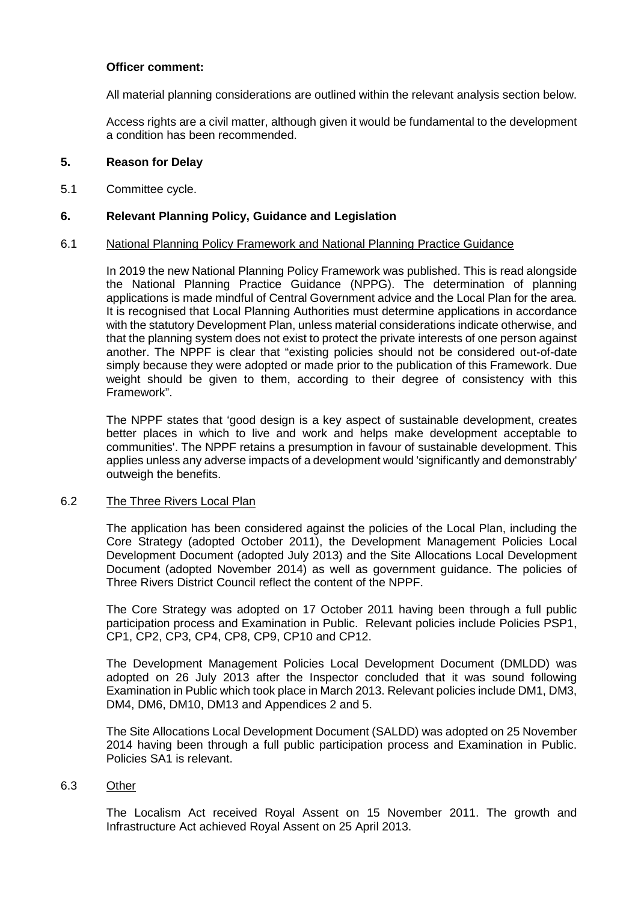**Officer comment:**

All material planning considerations are outlined within the relevant analysis section below.

Access rights are a civil matter, although given it would be fundamental to the development a condition has been recommended.

## 5. Reason for Delay

5.1 Committee cycle.

## 6. Relevant Planning Policy, Guidance and Legislation

6.1 National Planning Policy Framework and National Planning Practice Guidance

In 2019 the new National Planning Policy Framework was published. This is read alongside the National Planning Practice Guidance (NPPG). The determination of planning applications is made mindful of Central Government advice and the Local Plan for the area. It is recognised that Local Planning Authorities must determine applications in accordance with the statutory Development Plan, unless material considerations indicate otherwise, and that the planning system does not exist to protect the private interests of one person against another. The NPPF is clear that "existing policies should not be considered out-of-date simply because they were adopted or made prior to the publication of this Framework. Due weight should be given to them, according to their degree of consistency with this Framework".

The NPPF states that 'good design is a key aspect of sustainable development, creates better places in which to live and work and helps make development acceptable to communities'. The NPPF retains a presumption in favour of sustainable development. This applies unless any adverse impacts of a development would 'significantly and demonstrably' outweigh the benefits.

6.2 The Three Rivers Local Plan

The application has been considered against the policies of the Local Plan, including the Core Strategy (adopted October 2011), the Development Management Policies Local Development Document (adopted July 2013) and the Site Allocations Local Development Document (adopted November 2014) as well as government guidance. The policies of Three Rivers District Council reflect the content of the NPPF.

The Core Strategy was adopted on 17 October 2011 having been through a full public participation process and Examination in Public. Relevant policies include Policies PSP1, CP1, CP2, CP3, CP4, CP8, CP9, CP10 and CP12.

The Development Management Policies Local Development Document (DMLDD) was adopted on 26 July 2013 after the Inspector concluded that it was sound following Examination in Public which took place in March 2013. Relevant policies include DM1, DM3, DM4, DM6, DM10, DM13 and Appendices 2 and 5.

The Site Allocations Local Development Document (SALDD) was adopted on 25 November 2014 having been through a full public participation process and Examination in Public. Policies SA1 is relevant.

6.3 Other

The Localism Act received Royal Assent on 15 November 2011. The growth and Infrastructure Act achieved Royal Assent on 25 April 2013.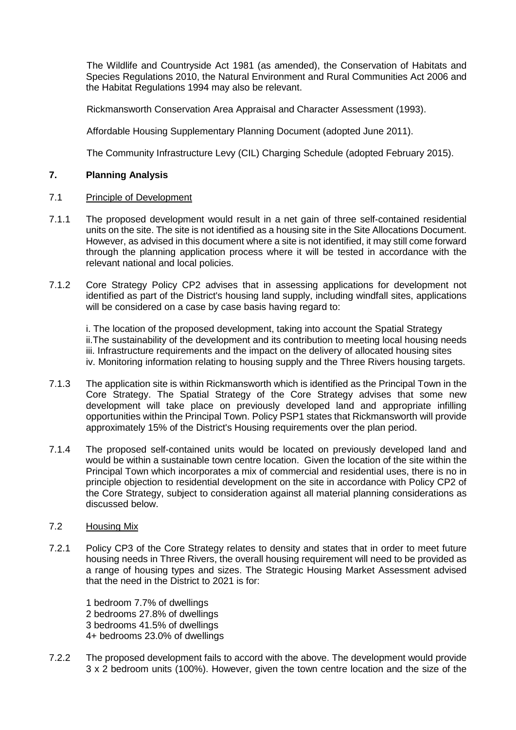The Wildlife and Countryside Act 1981 (as amended), the Conservation of Habitats and Species Regulations 2010, the Natural Environment and Rural Communities Act 2006 and the Habitat Regulations 1994 may also be relevant.

Rickmansworth Conservation Area Appraisal and Character Assessment (1993).

Affordable Housing Supplementary Planning Document (adopted June 2011).

The Community Infrastructure Levy (CIL) Charging Schedule (adopted February 2015).

## 7. Planning Analysis

### 7.1 Principle of Development

7.1.1 The proposed development would result in a net gain of three self-contained residential units on the site. The site is not identified as a housing site in the Site Allocations Document. However, as advised in this document where a site is not identified, it may still come forward through the planning application process where it will be tested in accordance with the relevant national and local policies.

7.1.2 Core Strategy Policy CP2 advises that in assessing applications for development not identified as part of the District's housing land supply, including windfall sites, applications will be considered on a case by case basis having regard to:

i. The location of the proposed development, taking into account the Spatial Strategy
ii. The sustainability of the development and its contribution to meeting local housing needs
iii. Infrastructure requirements and the impact on the delivery of allocated housing sites
iv. Monitoring information relating to housing supply and the Three Rivers housing targets.

7.1.3 The application site is within Rickmansworth which is identified as the Principal Town in the Core Strategy. The Spatial Strategy of the Core Strategy advises that some new development will take place on previously developed land and appropriate infilling opportunities within the Principal Town. Policy PSP1 states that Rickmansworth will provide approximately 15% of the District's Housing requirements over the plan period.

7.1.4 The proposed self-contained units would be located on previously developed land and would be within a sustainable town centre location. Given the location of the site within the Principal Town which incorporates a mix of commercial and residential uses, there is no in principle objection to residential development on the site in accordance with Policy CP2 of the Core Strategy, subject to consideration against all material planning considerations as discussed below.

### 7.2 Housing Mix

7.2.1 Policy CP3 of the Core Strategy relates to density and states that in order to meet future housing needs in Three Rivers, the overall housing requirement will need to be provided as a range of housing types and sizes. The Strategic Housing Market Assessment advised that the need in the District to 2021 is for:

1 bedroom 7.7% of dwellings
2 bedrooms 27.8% of dwellings
3 bedrooms 41.5% of dwellings
4+ bedrooms 23.0% of dwellings

7.2.2 The proposed development fails to accord with the above. The development would provide 3 x 2 bedroom units (100%). However, given the town centre location and the size of the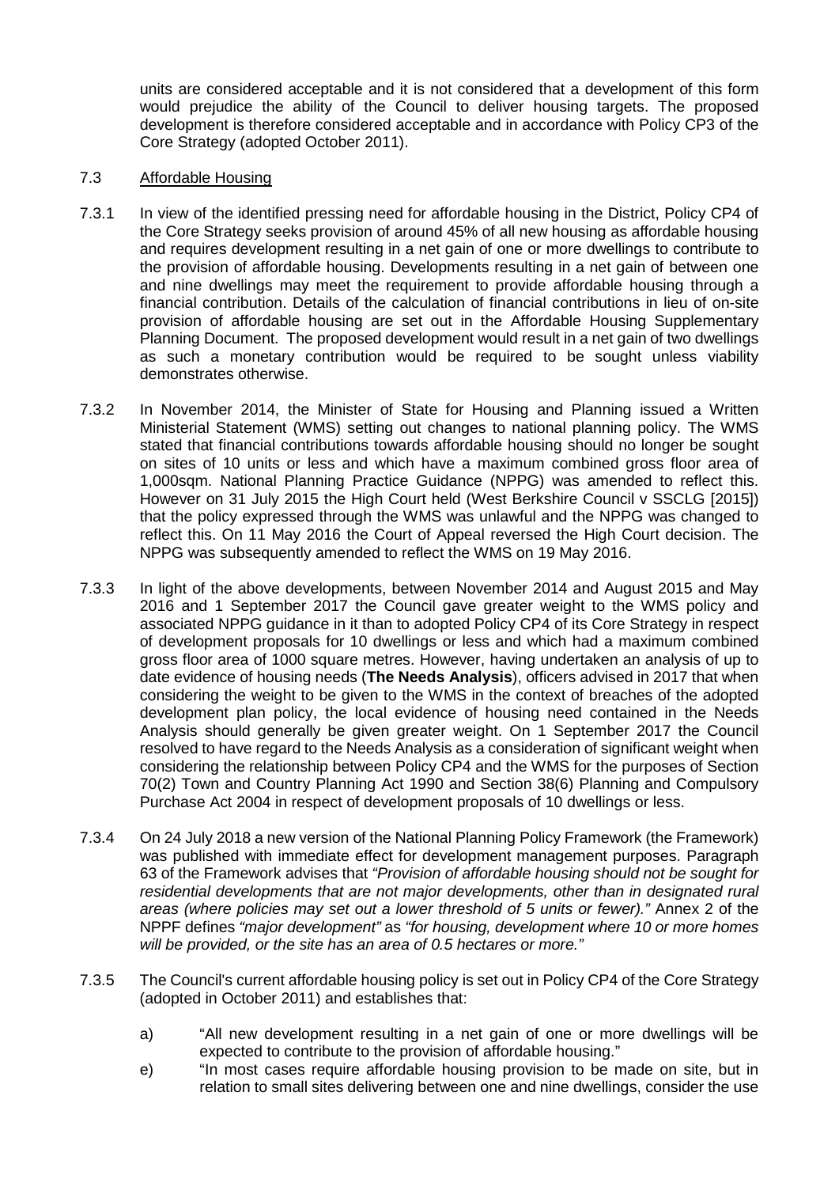units are considered acceptable and it is not considered that a development of this form would prejudice the ability of the Council to deliver housing targets. The proposed development is therefore considered acceptable and in accordance with Policy CP3 of the Core Strategy (adopted October 2011).

7.3 Affordable Housing

7.3.1 In view of the identified pressing need for affordable housing in the District, Policy CP4 of the Core Strategy seeks provision of around 45% of all new housing as affordable housing and requires development resulting in a net gain of one or more dwellings to contribute to the provision of affordable housing. Developments resulting in a net gain of between one and nine dwellings may meet the requirement to provide affordable housing through a financial contribution. Details of the calculation of financial contributions in lieu of on-site provision of affordable housing are set out in the Affordable Housing Supplementary Planning Document. The proposed development would result in a net gain of two dwellings as such a monetary contribution would be required to be sought unless viability demonstrates otherwise.

7.3.2 In November 2014, the Minister of State for Housing and Planning issued a Written Ministerial Statement (WMS) setting out changes to national planning policy. The WMS stated that financial contributions towards affordable housing should no longer be sought on sites of 10 units or less and which have a maximum combined gross floor area of 1,000sqm. National Planning Practice Guidance (NPPG) was amended to reflect this. However on 31 July 2015 the High Court held (West Berkshire Council v SSCLG [2015]) that the policy expressed through the WMS was unlawful and the NPPG was changed to reflect this. On 11 May 2016 the Court of Appeal reversed the High Court decision. The NPPG was subsequently amended to reflect the WMS on 19 May 2016.

7.3.3 In light of the above developments, between November 2014 and August 2015 and May 2016 and 1 September 2017 the Council gave greater weight to the WMS policy and associated NPPG guidance in it than to adopted Policy CP4 of its Core Strategy in respect of development proposals for 10 dwellings or less and which had a maximum combined gross floor area of 1000 square metres. However, having undertaken an analysis of up to date evidence of housing needs (**The Needs Analysis**), officers advised in 2017 that when considering the weight to be given to the WMS in the context of breaches of the adopted development plan policy, the local evidence of housing need contained in the Needs Analysis should generally be given greater weight. On 1 September 2017 the Council resolved to have regard to the Needs Analysis as a consideration of significant weight when considering the relationship between Policy CP4 and the WMS for the purposes of Section 70(2) Town and Country Planning Act 1990 and Section 38(6) Planning and Compulsory Purchase Act 2004 in respect of development proposals of 10 dwellings or less.

7.3.4 On 24 July 2018 a new version of the National Planning Policy Framework (the Framework) was published with immediate effect for development management purposes. Paragraph 63 of the Framework advises that *"Provision of affordable housing should not be sought for residential developments that are not major developments, other than in designated rural areas (where policies may set out a lower threshold of 5 units or fewer)."* Annex 2 of the NPPF defines *"major development"* as *"for housing, development where 10 or more homes will be provided, or the site has an area of 0.5 hectares or more."*

7.3.5 The Council's current affordable housing policy is set out in Policy CP4 of the Core Strategy (adopted in October 2011) and establishes that:

a) "All new development resulting in a net gain of one or more dwellings will be expected to contribute to the provision of affordable housing."

e) "In most cases require affordable housing provision to be made on site, but in relation to small sites delivering between one and nine dwellings, consider the use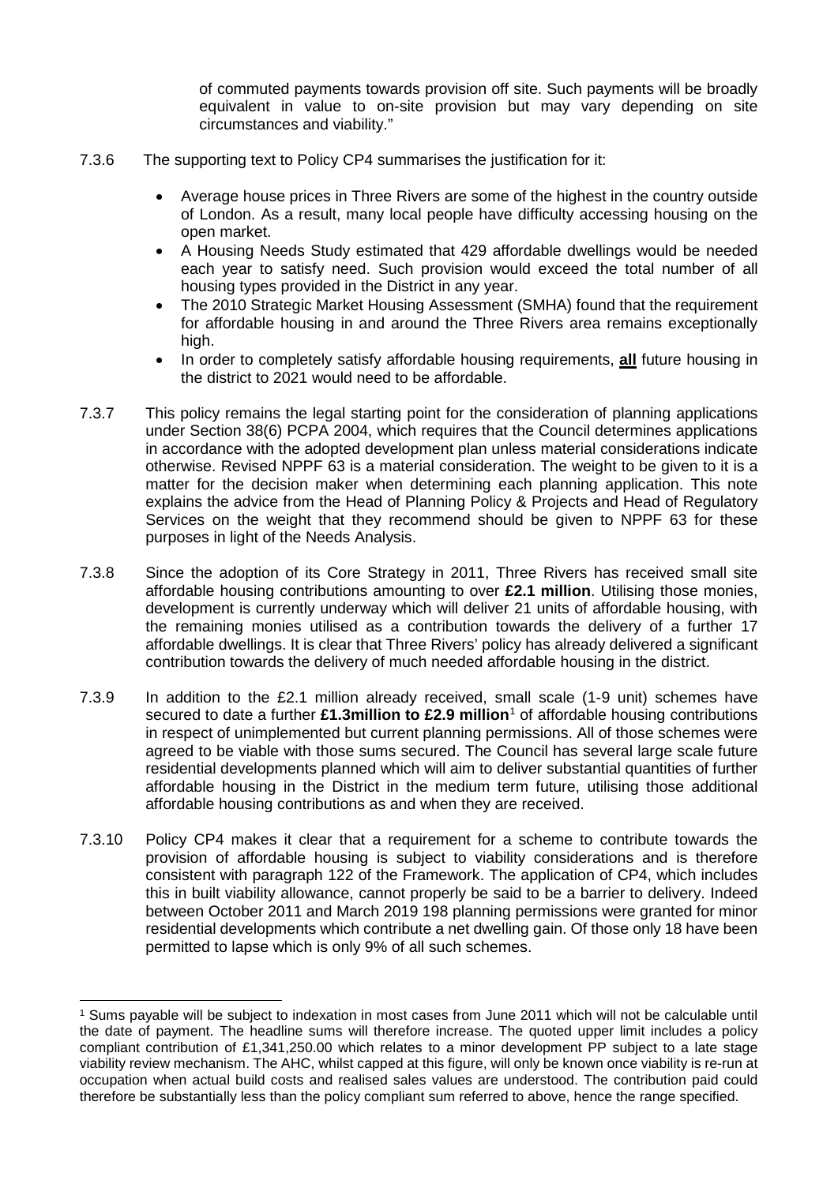of commuted payments towards provision off site. Such payments will be broadly equivalent in value to on-site provision but may vary depending on site circumstances and viability."

7.3.6 The supporting text to Policy CP4 summarises the justification for it:

- Average house prices in Three Rivers are some of the highest in the country outside of London. As a result, many local people have difficulty accessing housing on the open market.
- A Housing Needs Study estimated that 429 affordable dwellings would be needed each year to satisfy need. Such provision would exceed the total number of all housing types provided in the District in any year.
- The 2010 Strategic Market Housing Assessment (SMHA) found that the requirement for affordable housing in and around the Three Rivers area remains exceptionally high.
- In order to completely satisfy affordable housing requirements, **all** future housing in the district to 2021 would need to be affordable.

7.3.7 This policy remains the legal starting point for the consideration of planning applications under Section 38(6) PCPA 2004, which requires that the Council determines applications in accordance with the adopted development plan unless material considerations indicate otherwise. Revised NPPF 63 is a material consideration. The weight to be given to it is a matter for the decision maker when determining each planning application. This note explains the advice from the Head of Planning Policy & Projects and Head of Regulatory Services on the weight that they recommend should be given to NPPF 63 for these purposes in light of the Needs Analysis.

7.3.8 Since the adoption of its Core Strategy in 2011, Three Rivers has received small site affordable housing contributions amounting to over **£2.1 million**. Utilising those monies, development is currently underway which will deliver 21 units of affordable housing, with the remaining monies utilised as a contribution towards the delivery of a further 17 affordable dwellings. It is clear that Three Rivers' policy has already delivered a significant contribution towards the delivery of much needed affordable housing in the district.

7.3.9 In addition to the £2.1 million already received, small scale (1-9 unit) schemes have secured to date a further **£1.3million to £2.9 million**[1] of affordable housing contributions in respect of unimplemented but current planning permissions. All of those schemes were agreed to be viable with those sums secured. The Council has several large scale future residential developments planned which will aim to deliver substantial quantities of further affordable housing in the District in the medium term future, utilising those additional affordable housing contributions as and when they are received.

7.3.10 Policy CP4 makes it clear that a requirement for a scheme to contribute towards the provision of affordable housing is subject to viability considerations and is therefore consistent with paragraph 122 of the Framework. The application of CP4, which includes this in built viability allowance, cannot properly be said to be a barrier to delivery. Indeed between October 2011 and March 2019 198 planning permissions were granted for minor residential developments which contribute a net dwelling gain. Of those only 18 have been permitted to lapse which is only 9% of all such schemes.

[1] Sums payable will be subject to indexation in most cases from June 2011 which will not be calculable until the date of payment. The headline sums will therefore increase. The quoted upper limit includes a policy compliant contribution of £1,341,250.00 which relates to a minor development PP subject to a late stage viability review mechanism. The AHC, whilst capped at this figure, will only be known once viability is re-run at occupation when actual build costs and realised sales values are understood. The contribution paid could therefore be substantially less than the policy compliant sum referred to above, hence the range specified.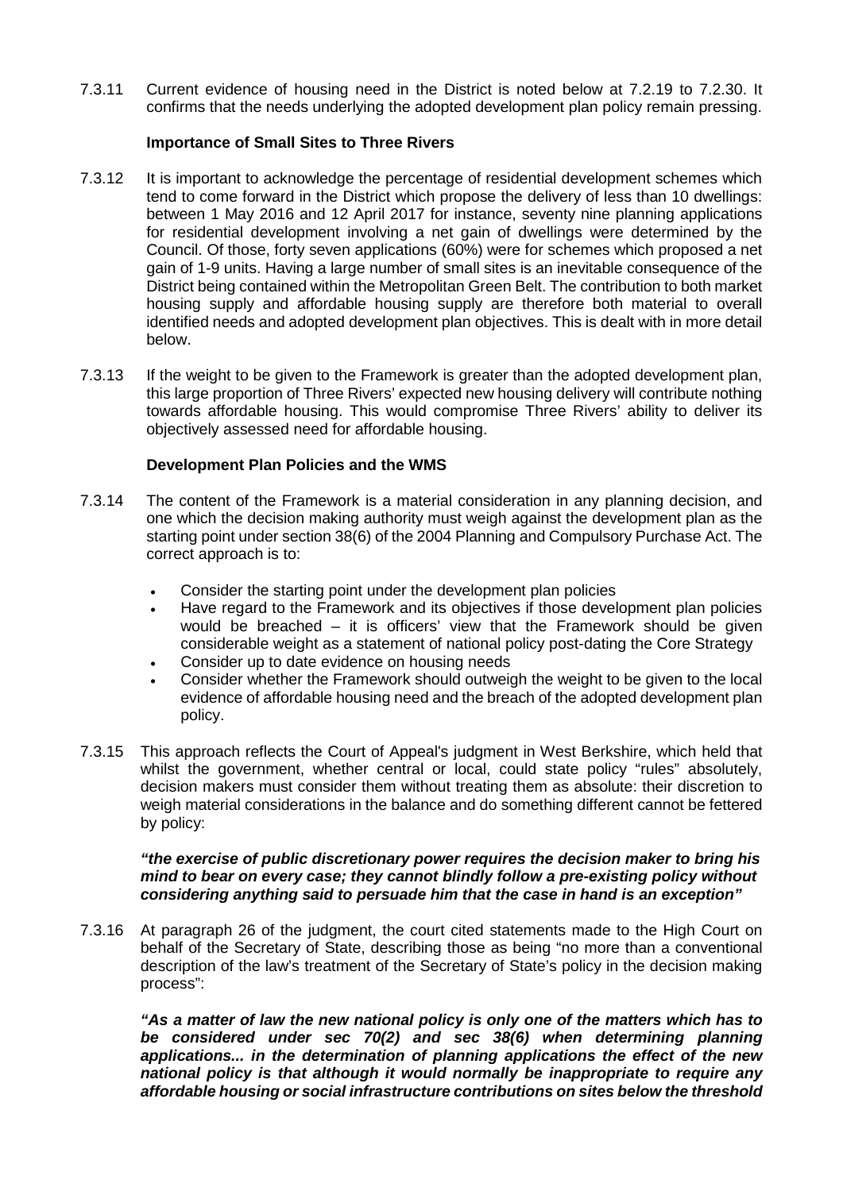7.3.11 Current evidence of housing need in the District is noted below at 7.2.19 to 7.2.30. It confirms that the needs underlying the adopted development plan policy remain pressing.

**Importance of Small Sites to Three Rivers**

7.3.12 It is important to acknowledge the percentage of residential development schemes which tend to come forward in the District which propose the delivery of less than 10 dwellings: between 1 May 2016 and 12 April 2017 for instance, seventy nine planning applications for residential development involving a net gain of dwellings were determined by the Council. Of those, forty seven applications (60%) were for schemes which proposed a net gain of 1-9 units. Having a large number of small sites is an inevitable consequence of the District being contained within the Metropolitan Green Belt. The contribution to both market housing supply and affordable housing supply are therefore both material to overall identified needs and adopted development plan objectives. This is dealt with in more detail below.

7.3.13 If the weight to be given to the Framework is greater than the adopted development plan, this large proportion of Three Rivers' expected new housing delivery will contribute nothing towards affordable housing. This would compromise Three Rivers' ability to deliver its objectively assessed need for affordable housing.

**Development Plan Policies and the WMS**

7.3.14 The content of the Framework is a material consideration in any planning decision, and one which the decision making authority must weigh against the development plan as the starting point under section 38(6) of the 2004 Planning and Compulsory Purchase Act. The correct approach is to:

- Consider the starting point under the development plan policies
- Have regard to the Framework and its objectives if those development plan policies would be breached – it is officers' view that the Framework should be given considerable weight as a statement of national policy post-dating the Core Strategy
- Consider up to date evidence on housing needs
- Consider whether the Framework should outweigh the weight to be given to the local evidence of affordable housing need and the breach of the adopted development plan policy.

7.3.15 This approach reflects the Court of Appeal's judgment in West Berkshire, which held that whilst the government, whether central or local, could state policy "rules" absolutely, decision makers must consider them without treating them as absolute: their discretion to weigh material considerations in the balance and do something different cannot be fettered by policy:

***"the exercise of public discretionary power requires the decision maker to bring his mind to bear on every case; they cannot blindly follow a pre-existing policy without considering anything said to persuade him that the case in hand is an exception"***

7.3.16 At paragraph 26 of the judgment, the court cited statements made to the High Court on behalf of the Secretary of State, describing those as being "no more than a conventional description of the law's treatment of the Secretary of State's policy in the decision making process":

***"As a matter of law the new national policy is only one of the matters which has to be considered under sec 70(2) and sec 38(6) when determining planning applications... in the determination of planning applications the effect of the new national policy is that although it would normally be inappropriate to require any affordable housing or social infrastructure contributions on sites below the threshold***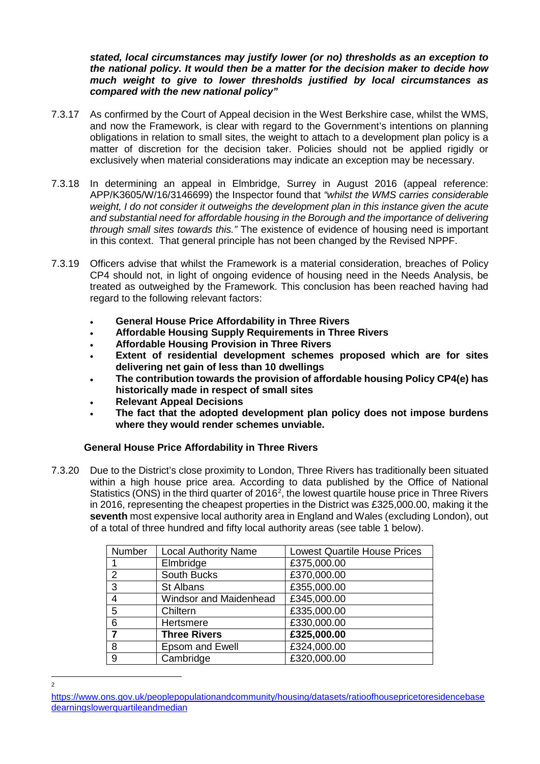***stated, local circumstances may justify lower (or no) thresholds as an exception to the national policy. It would then be a matter for the decision maker to decide how much weight to give to lower thresholds justified by local circumstances as compared with the new national policy"***

7.3.17 As confirmed by the Court of Appeal decision in the West Berkshire case, whilst the WMS, and now the Framework, is clear with regard to the Government's intentions on planning obligations in relation to small sites, the weight to attach to a development plan policy is a matter of discretion for the decision taker. Policies should not be applied rigidly or exclusively when material considerations may indicate an exception may be necessary.

7.3.18 In determining an appeal in Elmbridge, Surrey in August 2016 (appeal reference: APP/K3605/W/16/3146699) the Inspector found that *"whilst the WMS carries considerable weight, I do not consider it outweighs the development plan in this instance given the acute and substantial need for affordable housing in the Borough and the importance of delivering through small sites towards this."* The existence of evidence of housing need is important in this context. That general principle has not been changed by the Revised NPPF.

7.3.19 Officers advise that whilst the Framework is a material consideration, breaches of Policy CP4 should not, in light of ongoing evidence of housing need in the Needs Analysis, be treated as outweighed by the Framework. This conclusion has been reached having had regard to the following relevant factors:

- **General House Price Affordability in Three Rivers**
- **Affordable Housing Supply Requirements in Three Rivers**
- **Affordable Housing Provision in Three Rivers**
- **Extent of residential development schemes proposed which are for sites delivering net gain of less than 10 dwellings**
- **The contribution towards the provision of affordable housing Policy CP4(e) has historically made in respect of small sites**
- **Relevant Appeal Decisions**
- **The fact that the adopted development plan policy does not impose burdens where they would render schemes unviable.**

**General House Price Affordability in Three Rivers**

7.3.20 Due to the District's close proximity to London, Three Rivers has traditionally been situated within a high house price area. According to data published by the Office of National Statistics (ONS) in the third quarter of 2016[2], the lowest quartile house price in Three Rivers in 2016, representing the cheapest properties in the District was £325,000.00, making it the **seventh** most expensive local authority area in England and Wales (excluding London), out of a total of three hundred and fifty local authority areas (see table 1 below).

| Number | Local Authority Name | Lowest Quartile House Prices |
|---|---|---|
| 1 | Elmbridge | £375,000.00 |
| 2 | South Bucks | £370,000.00 |
| 3 | St Albans | £355,000.00 |
| 4 | Windsor and Maidenhead | £345,000.00 |
| 5 | Chiltern | £335,000.00 |
| 6 | Hertsmere | £330,000.00 |
| **7** | **Three Rivers** | **£325,000.00** |
| 8 | Epsom and Ewell | £324,000.00 |
| 9 | Cambridge | £320,000.00 |

[2] https://www.ons.gov.uk/peoplepopulationandcommunity/housing/datasets/ratioofhousepricetoresidencebasedearningslowerquartileandmedian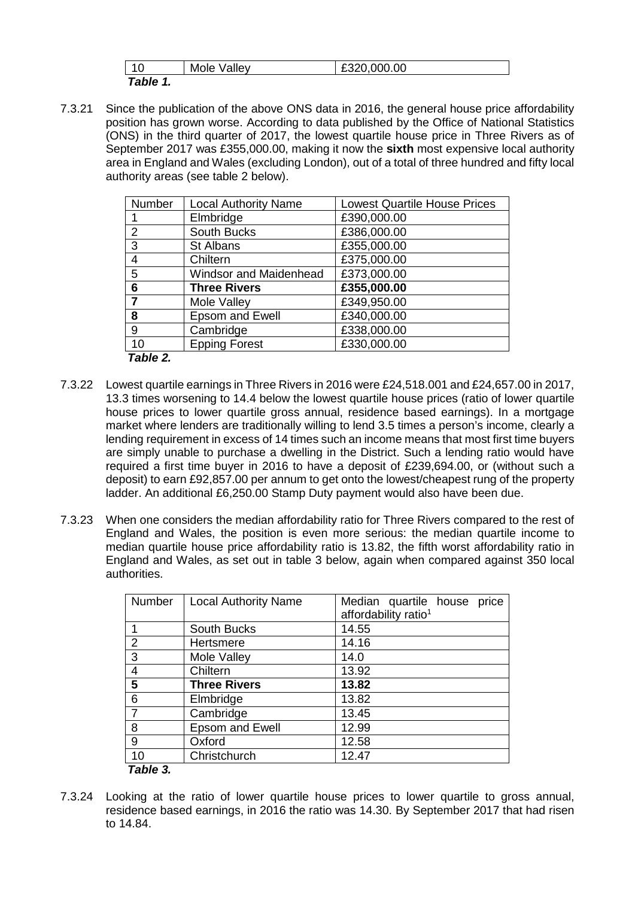| 10 | Mole Valley | £320,000.00 |
|---|---|---|

***Table 1.***

7.3.21 Since the publication of the above ONS data in 2016, the general house price affordability position has grown worse. According to data published by the Office of National Statistics (ONS) in the third quarter of 2017, the lowest quartile house price in Three Rivers as of September 2017 was £355,000.00, making it now the **sixth** most expensive local authority area in England and Wales (excluding London), out of a total of three hundred and fifty local authority areas (see table 2 below).

| Number | Local Authority Name | Lowest Quartile House Prices |
|---|---|---|
| 1 | Elmbridge | £390,000.00 |
| 2 | South Bucks | £386,000.00 |
| 3 | St Albans | £355,000.00 |
| 4 | Chiltern | £375,000.00 |
| 5 | Windsor and Maidenhead | £373,000.00 |
| **6** | **Three Rivers** | **£355,000.00** |
| **7** | Mole Valley | £349,950.00 |
| **8** | Epsom and Ewell | £340,000.00 |
| 9 | Cambridge | £338,000.00 |
| 10 | Epping Forest | £330,000.00 |

***Table 2.***

7.3.22 Lowest quartile earnings in Three Rivers in 2016 were £24,518.001 and £24,657.00 in 2017, 13.3 times worsening to 14.4 below the lowest quartile house prices (ratio of lower quartile house prices to lower quartile gross annual, residence based earnings). In a mortgage market where lenders are traditionally willing to lend 3.5 times a person's income, clearly a lending requirement in excess of 14 times such an income means that most first time buyers are simply unable to purchase a dwelling in the District. Such a lending ratio would have required a first time buyer in 2016 to have a deposit of £239,694.00, or (without such a deposit) to earn £92,857.00 per annum to get onto the lowest/cheapest rung of the property ladder. An additional £6,250.00 Stamp Duty payment would also have been due.

7.3.23 When one considers the median affordability ratio for Three Rivers compared to the rest of England and Wales, the position is even more serious: the median quartile income to median quartile house price affordability ratio is 13.82, the fifth worst affordability ratio in England and Wales, as set out in table 3 below, again when compared against 350 local authorities.

| Number | Local Authority Name | Median quartile house price affordability ratio[1] |
|---|---|---|
| 1 | South Bucks | 14.55 |
| 2 | Hertsmere | 14.16 |
| 3 | Mole Valley | 14.0 |
| 4 | Chiltern | 13.92 |
| **5** | **Three Rivers** | **13.82** |
| 6 | Elmbridge | 13.82 |
| 7 | Cambridge | 13.45 |
| 8 | Epsom and Ewell | 12.99 |
| 9 | Oxford | 12.58 |
| 10 | Christchurch | 12.47 |

***Table 3.***

7.3.24 Looking at the ratio of lower quartile house prices to lower quartile to gross annual, residence based earnings, in 2016 the ratio was 14.30. By September 2017 that had risen to 14.84.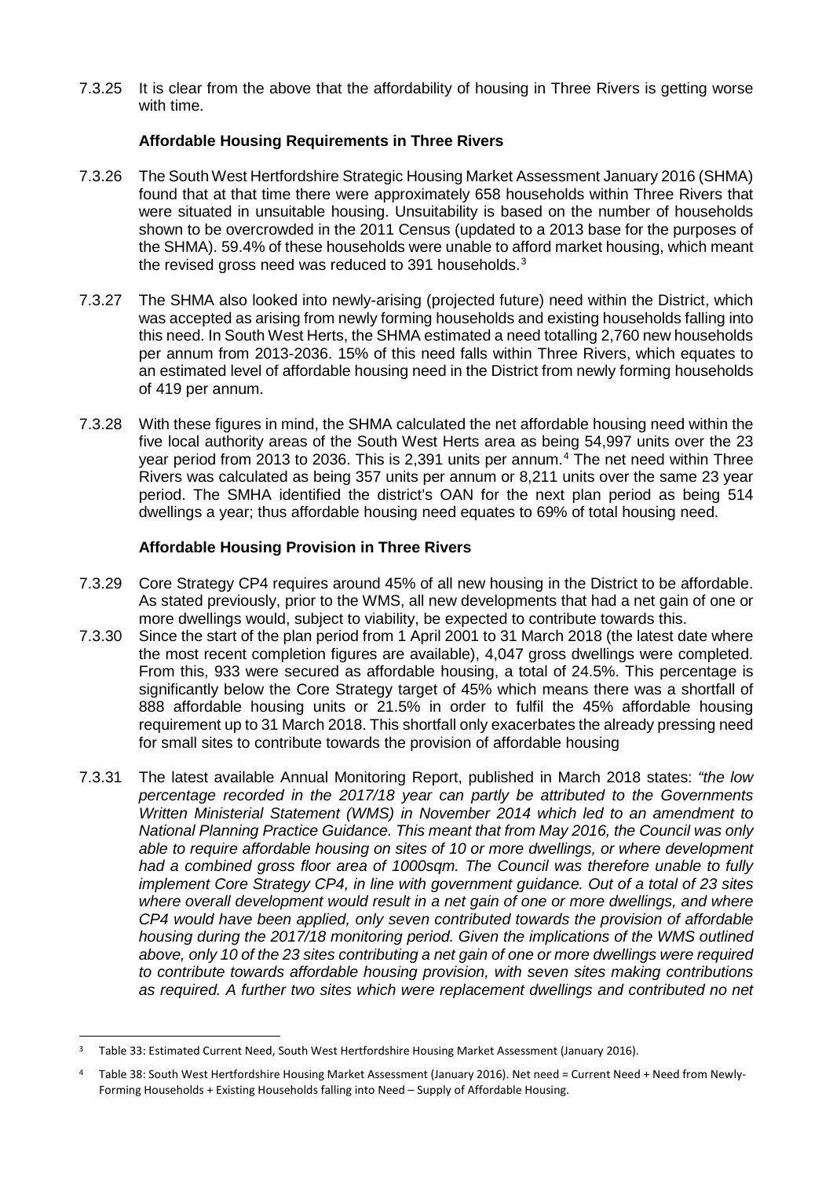7.3.25 It is clear from the above that the affordability of housing in Three Rivers is getting worse with time.

### Affordable Housing Requirements in Three Rivers

7.3.26 The South West Hertfordshire Strategic Housing Market Assessment January 2016 (SHMA) found that at that time there were approximately 658 households within Three Rivers that were situated in unsuitable housing. Unsuitability is based on the number of households shown to be overcrowded in the 2011 Census (updated to a 2013 base for the purposes of the SHMA). 59.4% of these households were unable to afford market housing, which meant the revised gross need was reduced to 391 households.[3]

7.3.27 The SHMA also looked into newly-arising (projected future) need within the District, which was accepted as arising from newly forming households and existing households falling into this need. In South West Herts, the SHMA estimated a need totalling 2,760 new households per annum from 2013-2036. 15% of this need falls within Three Rivers, which equates to an estimated level of affordable housing need in the District from newly forming households of 419 per annum.

7.3.28 With these figures in mind, the SHMA calculated the net affordable housing need within the five local authority areas of the South West Herts area as being 54,997 units over the 23 year period from 2013 to 2036. This is 2,391 units per annum.[4] The net need within Three Rivers was calculated as being 357 units per annum or 8,211 units over the same 23 year period. The SMHA identified the district's OAN for the next plan period as being 514 dwellings a year; thus affordable housing need equates to 69% of total housing need.

### Affordable Housing Provision in Three Rivers

7.3.29 Core Strategy CP4 requires around 45% of all new housing in the District to be affordable. As stated previously, prior to the WMS, all new developments that had a net gain of one or more dwellings would, subject to viability, be expected to contribute towards this.

7.3.30 Since the start of the plan period from 1 April 2001 to 31 March 2018 (the latest date where the most recent completion figures are available), 4,047 gross dwellings were completed. From this, 933 were secured as affordable housing, a total of 24.5%. This percentage is significantly below the Core Strategy target of 45% which means there was a shortfall of 888 affordable housing units or 21.5% in order to fulfil the 45% affordable housing requirement up to 31 March 2018. This shortfall only exacerbates the already pressing need for small sites to contribute towards the provision of affordable housing

7.3.31 The latest available Annual Monitoring Report, published in March 2018 states: *"the low percentage recorded in the 2017/18 year can partly be attributed to the Governments Written Ministerial Statement (WMS) in November 2014 which led to an amendment to National Planning Practice Guidance. This meant that from May 2016, the Council was only able to require affordable housing on sites of 10 or more dwellings, or where development had a combined gross floor area of 1000sqm. The Council was therefore unable to fully implement Core Strategy CP4, in line with government guidance. Out of a total of 23 sites where overall development would result in a net gain of one or more dwellings, and where CP4 would have been applied, only seven contributed towards the provision of affordable housing during the 2017/18 monitoring period. Given the implications of the WMS outlined above, only 10 of the 23 sites contributing a net gain of one or more dwellings were required to contribute towards affordable housing provision, with seven sites making contributions as required. A further two sites which were replacement dwellings and contributed no net*

---

[3] Table 33: Estimated Current Need, South West Hertfordshire Housing Market Assessment (January 2016).

[4] Table 38: South West Hertfordshire Housing Market Assessment (January 2016). Net need = Current Need + Need from Newly-Forming Households + Existing Households falling into Need – Supply of Affordable Housing.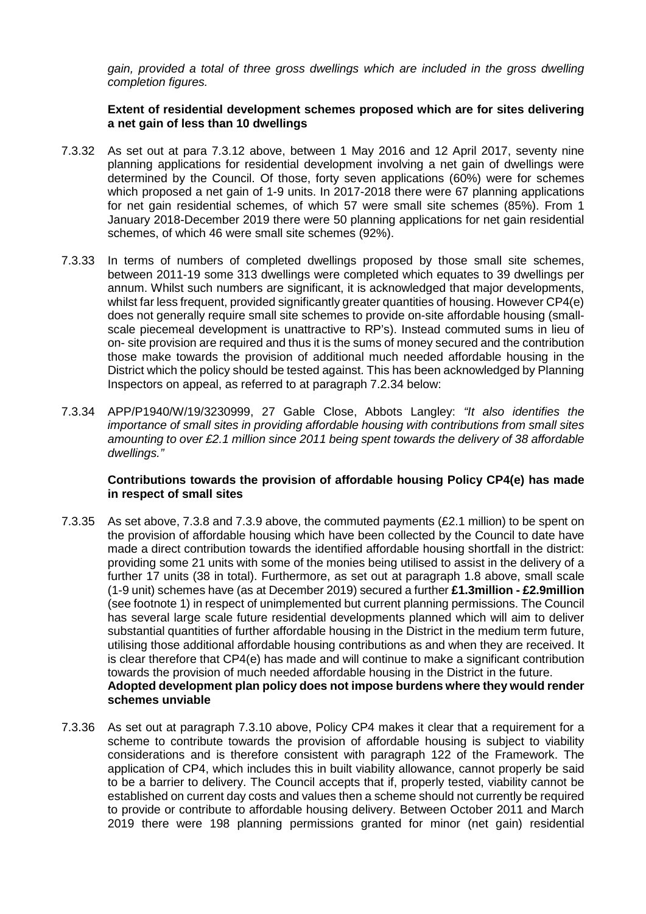*gain, provided a total of three gross dwellings which are included in the gross dwelling completion figures.*

**Extent of residential development schemes proposed which are for sites delivering a net gain of less than 10 dwellings**

7.3.32 As set out at para 7.3.12 above, between 1 May 2016 and 12 April 2017, seventy nine planning applications for residential development involving a net gain of dwellings were determined by the Council. Of those, forty seven applications (60%) were for schemes which proposed a net gain of 1-9 units. In 2017-2018 there were 67 planning applications for net gain residential schemes, of which 57 were small site schemes (85%). From 1 January 2018-December 2019 there were 50 planning applications for net gain residential schemes, of which 46 were small site schemes (92%).

7.3.33 In terms of numbers of completed dwellings proposed by those small site schemes, between 2011-19 some 313 dwellings were completed which equates to 39 dwellings per annum. Whilst such numbers are significant, it is acknowledged that major developments, whilst far less frequent, provided significantly greater quantities of housing. However CP4(e) does not generally require small site schemes to provide on-site affordable housing (small-scale piecemeal development is unattractive to RP's). Instead commuted sums in lieu of on- site provision are required and thus it is the sums of money secured and the contribution those make towards the provision of additional much needed affordable housing in the District which the policy should be tested against. This has been acknowledged by Planning Inspectors on appeal, as referred to at paragraph 7.2.34 below:

7.3.34 APP/P1940/W/19/3230999, 27 Gable Close, Abbots Langley: *"It also identifies the importance of small sites in providing affordable housing with contributions from small sites amounting to over £2.1 million since 2011 being spent towards the delivery of 38 affordable dwellings."*

**Contributions towards the provision of affordable housing Policy CP4(e) has made in respect of small sites**

7.3.35 As set above, 7.3.8 and 7.3.9 above, the commuted payments (£2.1 million) to be spent on the provision of affordable housing which have been collected by the Council to date have made a direct contribution towards the identified affordable housing shortfall in the district: providing some 21 units with some of the monies being utilised to assist in the delivery of a further 17 units (38 in total). Furthermore, as set out at paragraph 1.8 above, small scale (1-9 unit) schemes have (as at December 2019) secured a further **£1.3million - £2.9million** (see footnote 1) in respect of unimplemented but current planning permissions. The Council has several large scale future residential developments planned which will aim to deliver substantial quantities of further affordable housing in the District in the medium term future, utilising those additional affordable housing contributions as and when they are received. It is clear therefore that CP4(e) has made and will continue to make a significant contribution towards the provision of much needed affordable housing in the District in the future.

**Adopted development plan policy does not impose burdens where they would render schemes unviable**

7.3.36 As set out at paragraph 7.3.10 above, Policy CP4 makes it clear that a requirement for a scheme to contribute towards the provision of affordable housing is subject to viability considerations and is therefore consistent with paragraph 122 of the Framework. The application of CP4, which includes this in built viability allowance, cannot properly be said to be a barrier to delivery. The Council accepts that if, properly tested, viability cannot be established on current day costs and values then a scheme should not currently be required to provide or contribute to affordable housing delivery. Between October 2011 and March 2019 there were 198 planning permissions granted for minor (net gain) residential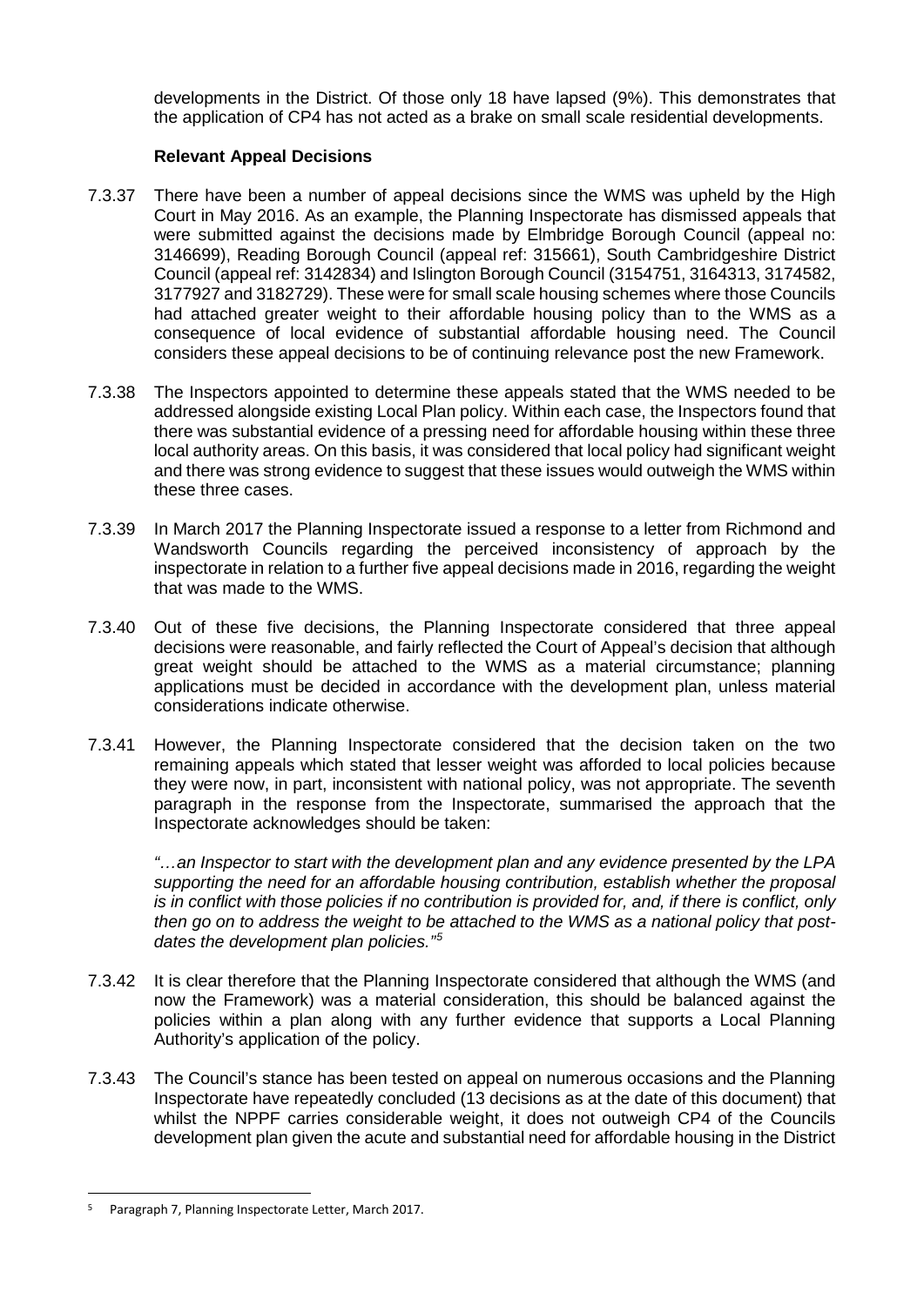developments in the District. Of those only 18 have lapsed (9%). This demonstrates that the application of CP4 has not acted as a brake on small scale residential developments.

**Relevant Appeal Decisions**

7.3.37 There have been a number of appeal decisions since the WMS was upheld by the High Court in May 2016. As an example, the Planning Inspectorate has dismissed appeals that were submitted against the decisions made by Elmbridge Borough Council (appeal no: 3146699), Reading Borough Council (appeal ref: 315661), South Cambridgeshire District Council (appeal ref: 3142834) and Islington Borough Council (3154751, 3164313, 3174582, 3177927 and 3182729). These were for small scale housing schemes where those Councils had attached greater weight to their affordable housing policy than to the WMS as a consequence of local evidence of substantial affordable housing need. The Council considers these appeal decisions to be of continuing relevance post the new Framework.

7.3.38 The Inspectors appointed to determine these appeals stated that the WMS needed to be addressed alongside existing Local Plan policy. Within each case, the Inspectors found that there was substantial evidence of a pressing need for affordable housing within these three local authority areas. On this basis, it was considered that local policy had significant weight and there was strong evidence to suggest that these issues would outweigh the WMS within these three cases.

7.3.39 In March 2017 the Planning Inspectorate issued a response to a letter from Richmond and Wandsworth Councils regarding the perceived inconsistency of approach by the inspectorate in relation to a further five appeal decisions made in 2016, regarding the weight that was made to the WMS.

7.3.40 Out of these five decisions, the Planning Inspectorate considered that three appeal decisions were reasonable, and fairly reflected the Court of Appeal's decision that although great weight should be attached to the WMS as a material circumstance; planning applications must be decided in accordance with the development plan, unless material considerations indicate otherwise.

7.3.41 However, the Planning Inspectorate considered that the decision taken on the two remaining appeals which stated that lesser weight was afforded to local policies because they were now, in part, inconsistent with national policy, was not appropriate. The seventh paragraph in the response from the Inspectorate, summarised the approach that the Inspectorate acknowledges should be taken:

> *"…an Inspector to start with the development plan and any evidence presented by the LPA supporting the need for an affordable housing contribution, establish whether the proposal is in conflict with those policies if no contribution is provided for, and, if there is conflict, only then go on to address the weight to be attached to the WMS as a national policy that post-dates the development plan policies."*[5]

7.3.42 It is clear therefore that the Planning Inspectorate considered that although the WMS (and now the Framework) was a material consideration, this should be balanced against the policies within a plan along with any further evidence that supports a Local Planning Authority's application of the policy.

7.3.43 The Council's stance has been tested on appeal on numerous occasions and the Planning Inspectorate have repeatedly concluded (13 decisions as at the date of this document) that whilst the NPPF carries considerable weight, it does not outweigh CP4 of the Councils development plan given the acute and substantial need for affordable housing in the District

---

[5] Paragraph 7, Planning Inspectorate Letter, March 2017.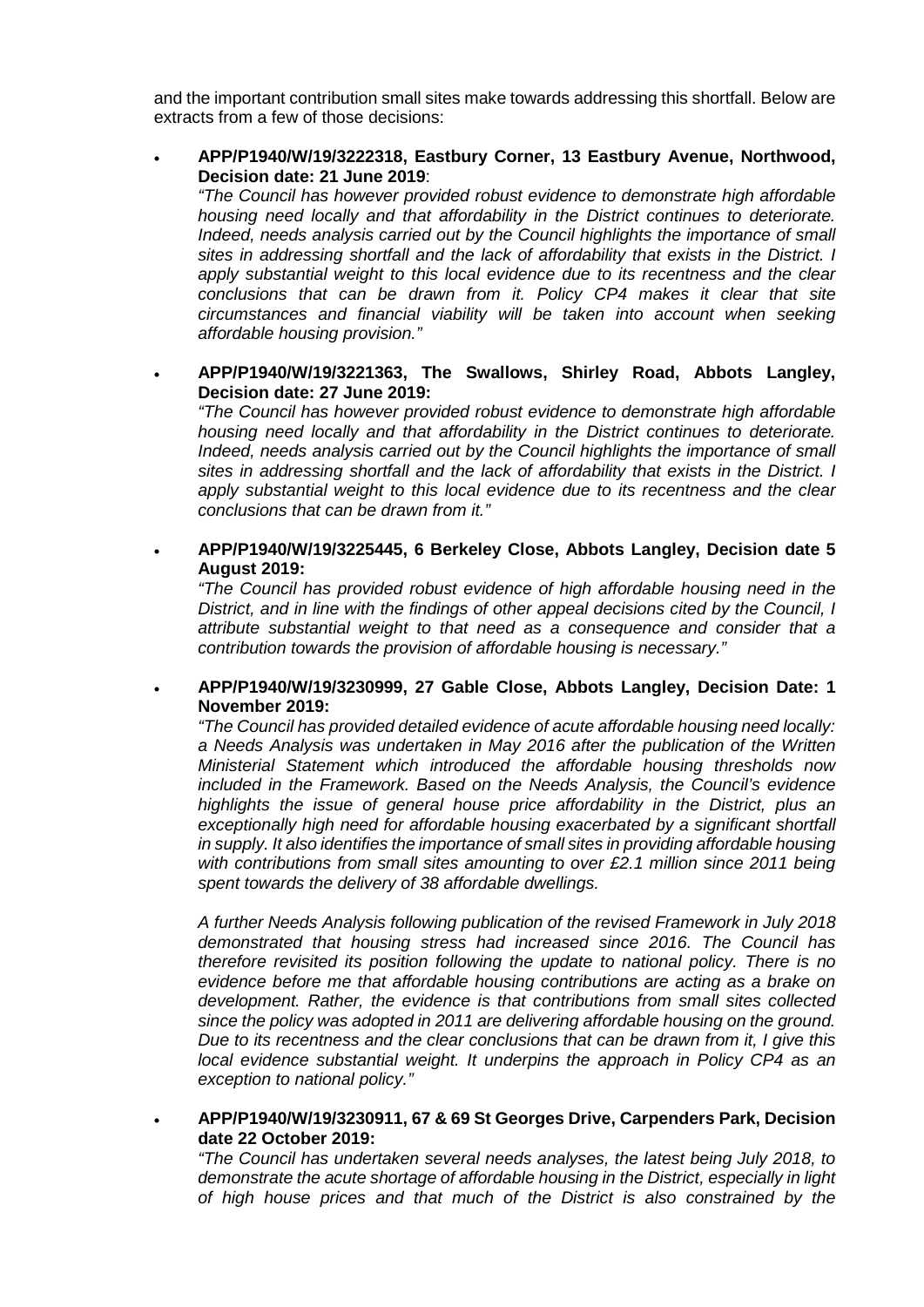and the important contribution small sites make towards addressing this shortfall. Below are extracts from a few of those decisions:

- **APP/P1940/W/19/3222318, Eastbury Corner, 13 Eastbury Avenue, Northwood, Decision date: 21 June 2019**:
  *"The Council has however provided robust evidence to demonstrate high affordable housing need locally and that affordability in the District continues to deteriorate. Indeed, needs analysis carried out by the Council highlights the importance of small sites in addressing shortfall and the lack of affordability that exists in the District. I apply substantial weight to this local evidence due to its recentness and the clear conclusions that can be drawn from it. Policy CP4 makes it clear that site circumstances and financial viability will be taken into account when seeking affordable housing provision."*

- **APP/P1940/W/19/3221363, The Swallows, Shirley Road, Abbots Langley, Decision date: 27 June 2019:**
  *"The Council has however provided robust evidence to demonstrate high affordable housing need locally and that affordability in the District continues to deteriorate. Indeed, needs analysis carried out by the Council highlights the importance of small sites in addressing shortfall and the lack of affordability that exists in the District. I apply substantial weight to this local evidence due to its recentness and the clear conclusions that can be drawn from it."*

- **APP/P1940/W/19/3225445, 6 Berkeley Close, Abbots Langley, Decision date 5 August 2019:**
  *"The Council has provided robust evidence of high affordable housing need in the District, and in line with the findings of other appeal decisions cited by the Council, I attribute substantial weight to that need as a consequence and consider that a contribution towards the provision of affordable housing is necessary."*

- **APP/P1940/W/19/3230999, 27 Gable Close, Abbots Langley, Decision Date: 1 November 2019:**
  *"The Council has provided detailed evidence of acute affordable housing need locally: a Needs Analysis was undertaken in May 2016 after the publication of the Written Ministerial Statement which introduced the affordable housing thresholds now included in the Framework. Based on the Needs Analysis, the Council's evidence highlights the issue of general house price affordability in the District, plus an exceptionally high need for affordable housing exacerbated by a significant shortfall in supply. It also identifies the importance of small sites in providing affordable housing with contributions from small sites amounting to over £2.1 million since 2011 being spent towards the delivery of 38 affordable dwellings.*

  *A further Needs Analysis following publication of the revised Framework in July 2018 demonstrated that housing stress had increased since 2016. The Council has therefore revisited its position following the update to national policy. There is no evidence before me that affordable housing contributions are acting as a brake on development. Rather, the evidence is that contributions from small sites collected since the policy was adopted in 2011 are delivering affordable housing on the ground. Due to its recentness and the clear conclusions that can be drawn from it, I give this local evidence substantial weight. It underpins the approach in Policy CP4 as an exception to national policy."*

- **APP/P1940/W/19/3230911, 67 & 69 St Georges Drive, Carpenders Park, Decision date 22 October 2019:**
  *"The Council has undertaken several needs analyses, the latest being July 2018, to demonstrate the acute shortage of affordable housing in the District, especially in light of high house prices and that much of the District is also constrained by the*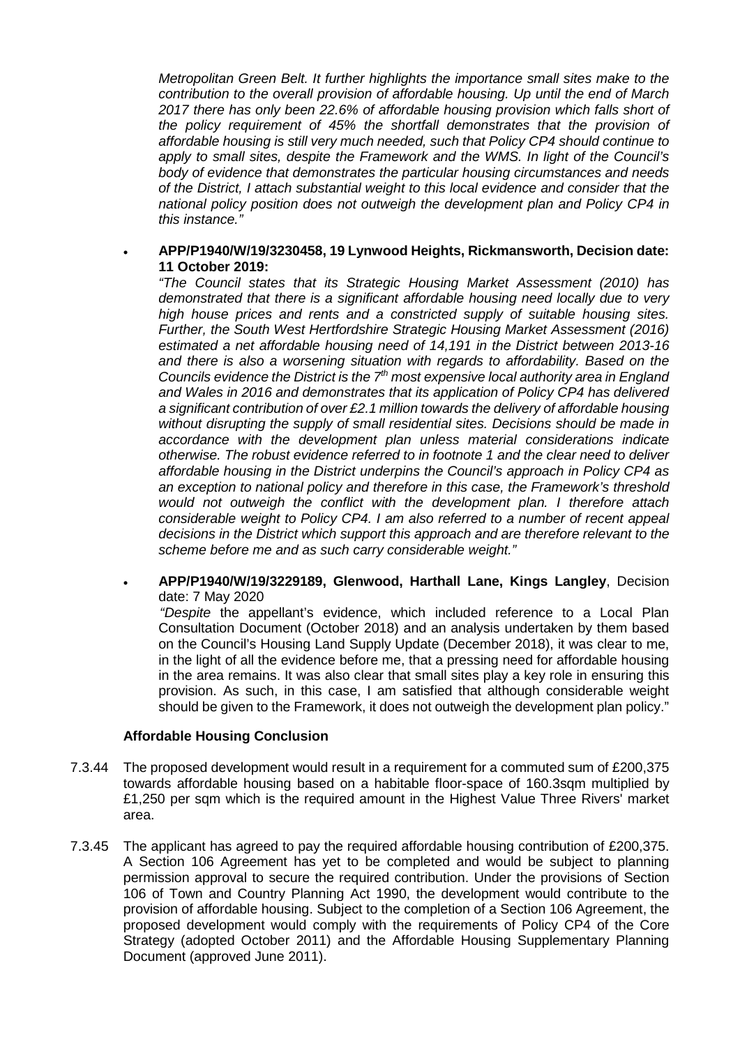*Metropolitan Green Belt. It further highlights the importance small sites make to the contribution to the overall provision of affordable housing. Up until the end of March 2017 there has only been 22.6% of affordable housing provision which falls short of the policy requirement of 45% the shortfall demonstrates that the provision of affordable housing is still very much needed, such that Policy CP4 should continue to apply to small sites, despite the Framework and the WMS. In light of the Council's body of evidence that demonstrates the particular housing circumstances and needs of the District, I attach substantial weight to this local evidence and consider that the national policy position does not outweigh the development plan and Policy CP4 in this instance."*

- **APP/P1940/W/19/3230458, 19 Lynwood Heights, Rickmansworth, Decision date: 11 October 2019:**
  *"The Council states that its Strategic Housing Market Assessment (2010) has demonstrated that there is a significant affordable housing need locally due to very high house prices and rents and a constricted supply of suitable housing sites. Further, the South West Hertfordshire Strategic Housing Market Assessment (2016) estimated a net affordable housing need of 14,191 in the District between 2013-16 and there is also a worsening situation with regards to affordability. Based on the Councils evidence the District is the 7th most expensive local authority area in England and Wales in 2016 and demonstrates that its application of Policy CP4 has delivered a significant contribution of over £2.1 million towards the delivery of affordable housing without disrupting the supply of small residential sites. Decisions should be made in accordance with the development plan unless material considerations indicate otherwise. The robust evidence referred to in footnote 1 and the clear need to deliver affordable housing in the District underpins the Council's approach in Policy CP4 as an exception to national policy and therefore in this case, the Framework's threshold would not outweigh the conflict with the development plan. I therefore attach considerable weight to Policy CP4. I am also referred to a number of recent appeal decisions in the District which support this approach and are therefore relevant to the scheme before me and as such carry considerable weight."*

- **APP/P1940/W/19/3229189, Glenwood, Harthall Lane, Kings Langley**, Decision date: 7 May 2020
  *"Despite* the appellant's evidence, which included reference to a Local Plan Consultation Document (October 2018) and an analysis undertaken by them based on the Council's Housing Land Supply Update (December 2018), it was clear to me, in the light of all the evidence before me, that a pressing need for affordable housing in the area remains. It was also clear that small sites play a key role in ensuring this provision. As such, in this case, I am satisfied that although considerable weight should be given to the Framework, it does not outweigh the development plan policy."

**Affordable Housing Conclusion**

7.3.44 The proposed development would result in a requirement for a commuted sum of £200,375 towards affordable housing based on a habitable floor-space of 160.3sqm multiplied by £1,250 per sqm which is the required amount in the Highest Value Three Rivers' market area.

7.3.45 The applicant has agreed to pay the required affordable housing contribution of £200,375. A Section 106 Agreement has yet to be completed and would be subject to planning permission approval to secure the required contribution. Under the provisions of Section 106 of Town and Country Planning Act 1990, the development would contribute to the provision of affordable housing. Subject to the completion of a Section 106 Agreement, the proposed development would comply with the requirements of Policy CP4 of the Core Strategy (adopted October 2011) and the Affordable Housing Supplementary Planning Document (approved June 2011).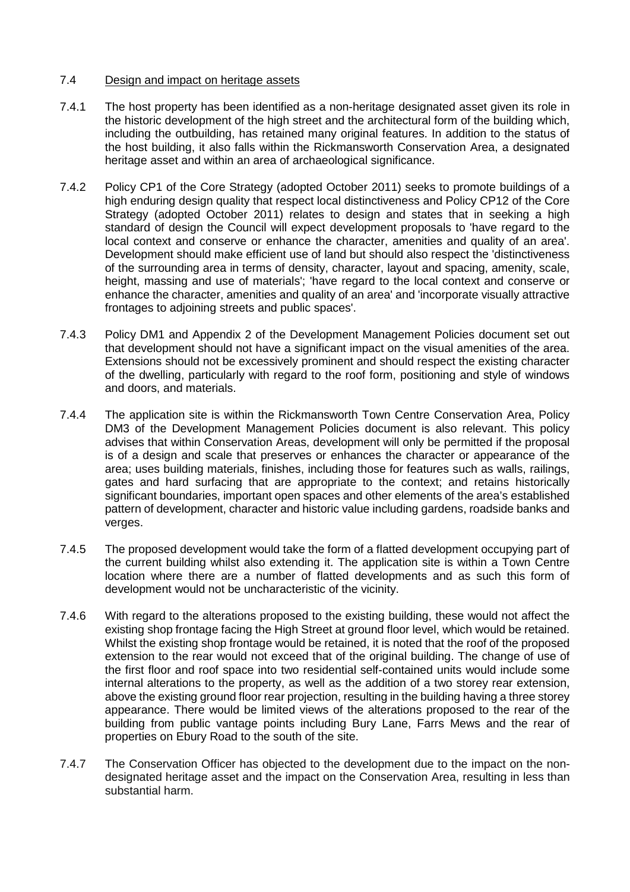7.4 Design and impact on heritage assets

7.4.1 The host property has been identified as a non-heritage designated asset given its role in the historic development of the high street and the architectural form of the building which, including the outbuilding, has retained many original features. In addition to the status of the host building, it also falls within the Rickmansworth Conservation Area, a designated heritage asset and within an area of archaeological significance.

7.4.2 Policy CP1 of the Core Strategy (adopted October 2011) seeks to promote buildings of a high enduring design quality that respect local distinctiveness and Policy CP12 of the Core Strategy (adopted October 2011) relates to design and states that in seeking a high standard of design the Council will expect development proposals to 'have regard to the local context and conserve or enhance the character, amenities and quality of an area'. Development should make efficient use of land but should also respect the 'distinctiveness of the surrounding area in terms of density, character, layout and spacing, amenity, scale, height, massing and use of materials'; 'have regard to the local context and conserve or enhance the character, amenities and quality of an area' and 'incorporate visually attractive frontages to adjoining streets and public spaces'.

7.4.3 Policy DM1 and Appendix 2 of the Development Management Policies document set out that development should not have a significant impact on the visual amenities of the area. Extensions should not be excessively prominent and should respect the existing character of the dwelling, particularly with regard to the roof form, positioning and style of windows and doors, and materials.

7.4.4 The application site is within the Rickmansworth Town Centre Conservation Area, Policy DM3 of the Development Management Policies document is also relevant. This policy advises that within Conservation Areas, development will only be permitted if the proposal is of a design and scale that preserves or enhances the character or appearance of the area; uses building materials, finishes, including those for features such as walls, railings, gates and hard surfacing that are appropriate to the context; and retains historically significant boundaries, important open spaces and other elements of the area's established pattern of development, character and historic value including gardens, roadside banks and verges.

7.4.5 The proposed development would take the form of a flatted development occupying part of the current building whilst also extending it. The application site is within a Town Centre location where there are a number of flatted developments and as such this form of development would not be uncharacteristic of the vicinity.

7.4.6 With regard to the alterations proposed to the existing building, these would not affect the existing shop frontage facing the High Street at ground floor level, which would be retained. Whilst the existing shop frontage would be retained, it is noted that the roof of the proposed extension to the rear would not exceed that of the original building. The change of use of the first floor and roof space into two residential self-contained units would include some internal alterations to the property, as well as the addition of a two storey rear extension, above the existing ground floor rear projection, resulting in the building having a three storey appearance. There would be limited views of the alterations proposed to the rear of the building from public vantage points including Bury Lane, Farrs Mews and the rear of properties on Ebury Road to the south of the site.

7.4.7 The Conservation Officer has objected to the development due to the impact on the non-designated heritage asset and the impact on the Conservation Area, resulting in less than substantial harm.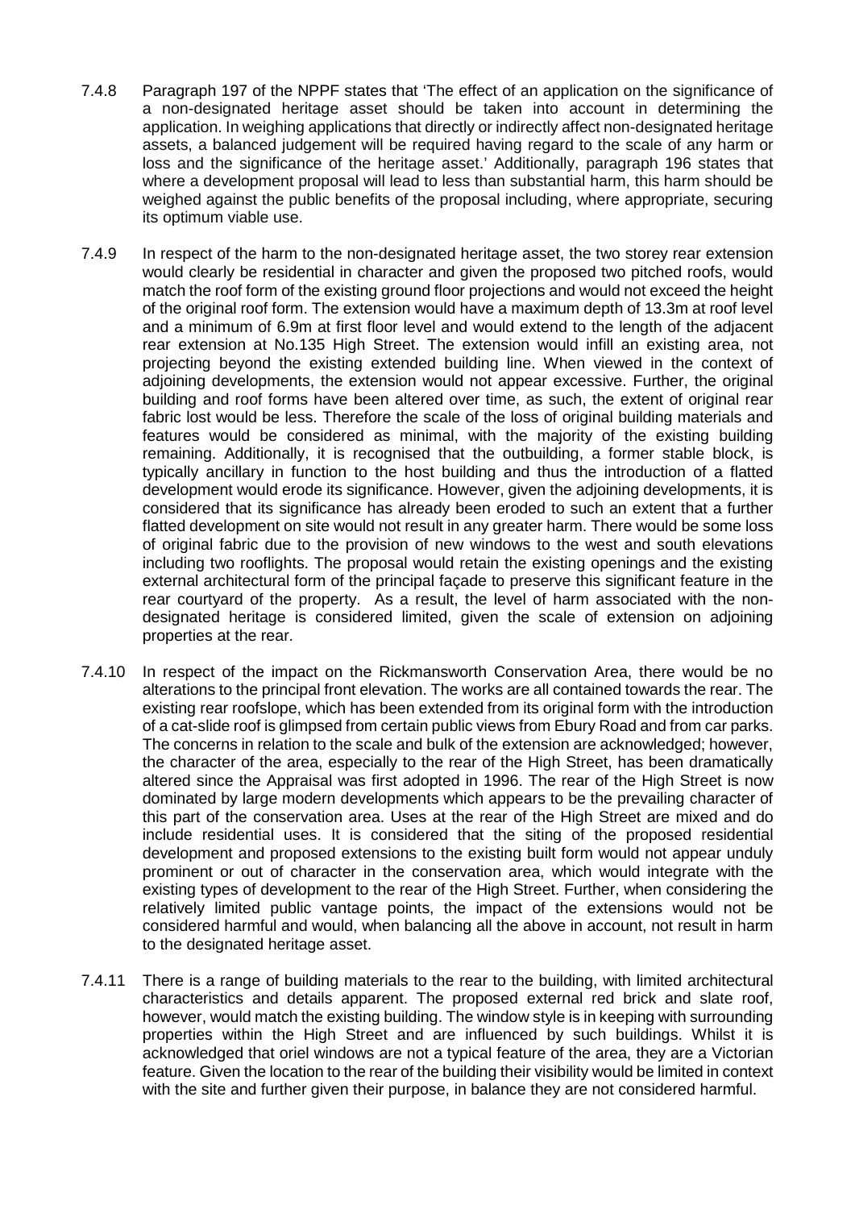7.4.8 Paragraph 197 of the NPPF states that 'The effect of an application on the significance of a non-designated heritage asset should be taken into account in determining the application. In weighing applications that directly or indirectly affect non-designated heritage assets, a balanced judgement will be required having regard to the scale of any harm or loss and the significance of the heritage asset.' Additionally, paragraph 196 states that where a development proposal will lead to less than substantial harm, this harm should be weighed against the public benefits of the proposal including, where appropriate, securing its optimum viable use.

7.4.9 In respect of the harm to the non-designated heritage asset, the two storey rear extension would clearly be residential in character and given the proposed two pitched roofs, would match the roof form of the existing ground floor projections and would not exceed the height of the original roof form. The extension would have a maximum depth of 13.3m at roof level and a minimum of 6.9m at first floor level and would extend to the length of the adjacent rear extension at No.135 High Street. The extension would infill an existing area, not projecting beyond the existing extended building line. When viewed in the context of adjoining developments, the extension would not appear excessive. Further, the original building and roof forms have been altered over time, as such, the extent of original rear fabric lost would be less. Therefore the scale of the loss of original building materials and features would be considered as minimal, with the majority of the existing building remaining. Additionally, it is recognised that the outbuilding, a former stable block, is typically ancillary in function to the host building and thus the introduction of a flatted development would erode its significance. However, given the adjoining developments, it is considered that its significance has already been eroded to such an extent that a further flatted development on site would not result in any greater harm. There would be some loss of original fabric due to the provision of new windows to the west and south elevations including two rooflights. The proposal would retain the existing openings and the existing external architectural form of the principal façade to preserve this significant feature in the rear courtyard of the property. As a result, the level of harm associated with the non-designated heritage is considered limited, given the scale of extension on adjoining properties at the rear.

7.4.10 In respect of the impact on the Rickmansworth Conservation Area, there would be no alterations to the principal front elevation. The works are all contained towards the rear. The existing rear roofslope, which has been extended from its original form with the introduction of a cat-slide roof is glimpsed from certain public views from Ebury Road and from car parks. The concerns in relation to the scale and bulk of the extension are acknowledged; however, the character of the area, especially to the rear of the High Street, has been dramatically altered since the Appraisal was first adopted in 1996. The rear of the High Street is now dominated by large modern developments which appears to be the prevailing character of this part of the conservation area. Uses at the rear of the High Street are mixed and do include residential uses. It is considered that the siting of the proposed residential development and proposed extensions to the existing built form would not appear unduly prominent or out of character in the conservation area, which would integrate with the existing types of development to the rear of the High Street. Further, when considering the relatively limited public vantage points, the impact of the extensions would not be considered harmful and would, when balancing all the above in account, not result in harm to the designated heritage asset.

7.4.11 There is a range of building materials to the rear to the building, with limited architectural characteristics and details apparent. The proposed external red brick and slate roof, however, would match the existing building. The window style is in keeping with surrounding properties within the High Street and are influenced by such buildings. Whilst it is acknowledged that oriel windows are not a typical feature of the area, they are a Victorian feature. Given the location to the rear of the building their visibility would be limited in context with the site and further given their purpose, in balance they are not considered harmful.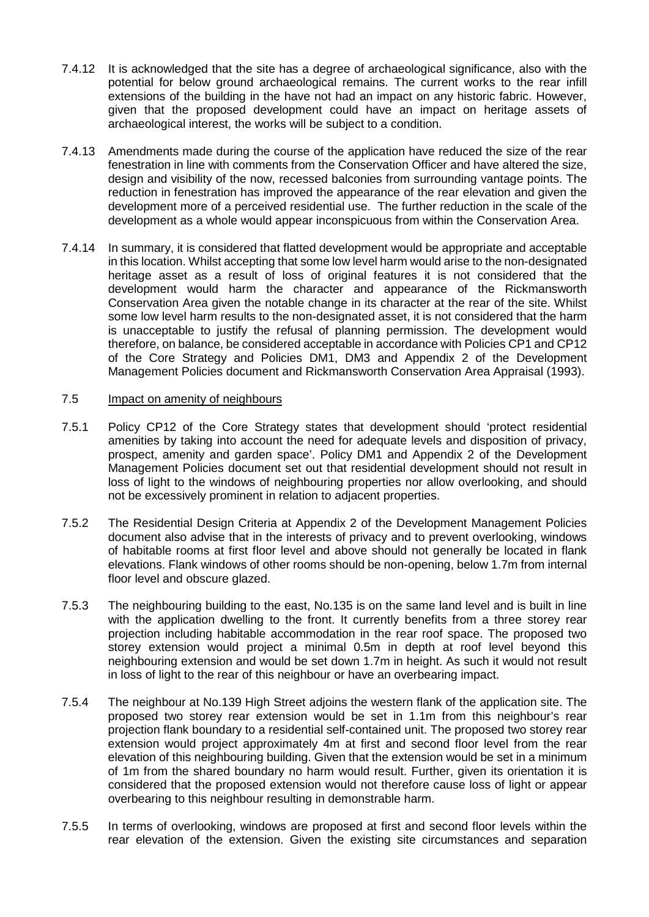7.4.12 It is acknowledged that the site has a degree of archaeological significance, also with the potential for below ground archaeological remains. The current works to the rear infill extensions of the building in the have not had an impact on any historic fabric. However, given that the proposed development could have an impact on heritage assets of archaeological interest, the works will be subject to a condition.

7.4.13 Amendments made during the course of the application have reduced the size of the rear fenestration in line with comments from the Conservation Officer and have altered the size, design and visibility of the now, recessed balconies from surrounding vantage points. The reduction in fenestration has improved the appearance of the rear elevation and given the development more of a perceived residential use. The further reduction in the scale of the development as a whole would appear inconspicuous from within the Conservation Area.

7.4.14 In summary, it is considered that flatted development would be appropriate and acceptable in this location. Whilst accepting that some low level harm would arise to the non-designated heritage asset as a result of loss of original features it is not considered that the development would harm the character and appearance of the Rickmansworth Conservation Area given the notable change in its character at the rear of the site. Whilst some low level harm results to the non-designated asset, it is not considered that the harm is unacceptable to justify the refusal of planning permission. The development would therefore, on balance, be considered acceptable in accordance with Policies CP1 and CP12 of the Core Strategy and Policies DM1, DM3 and Appendix 2 of the Development Management Policies document and Rickmansworth Conservation Area Appraisal (1993).

7.5 <u>Impact on amenity of neighbours</u>

7.5.1 Policy CP12 of the Core Strategy states that development should 'protect residential amenities by taking into account the need for adequate levels and disposition of privacy, prospect, amenity and garden space'. Policy DM1 and Appendix 2 of the Development Management Policies document set out that residential development should not result in loss of light to the windows of neighbouring properties nor allow overlooking, and should not be excessively prominent in relation to adjacent properties.

7.5.2 The Residential Design Criteria at Appendix 2 of the Development Management Policies document also advise that in the interests of privacy and to prevent overlooking, windows of habitable rooms at first floor level and above should not generally be located in flank elevations. Flank windows of other rooms should be non-opening, below 1.7m from internal floor level and obscure glazed.

7.5.3 The neighbouring building to the east, No.135 is on the same land level and is built in line with the application dwelling to the front. It currently benefits from a three storey rear projection including habitable accommodation in the rear roof space. The proposed two storey extension would project a minimal 0.5m in depth at roof level beyond this neighbouring extension and would be set down 1.7m in height. As such it would not result in loss of light to the rear of this neighbour or have an overbearing impact.

7.5.4 The neighbour at No.139 High Street adjoins the western flank of the application site. The proposed two storey rear extension would be set in 1.1m from this neighbour's rear projection flank boundary to a residential self-contained unit. The proposed two storey rear extension would project approximately 4m at first and second floor level from the rear elevation of this neighbouring building. Given that the extension would be set in a minimum of 1m from the shared boundary no harm would result. Further, given its orientation it is considered that the proposed extension would not therefore cause loss of light or appear overbearing to this neighbour resulting in demonstrable harm.

7.5.5 In terms of overlooking, windows are proposed at first and second floor levels within the rear elevation of the extension. Given the existing site circumstances and separation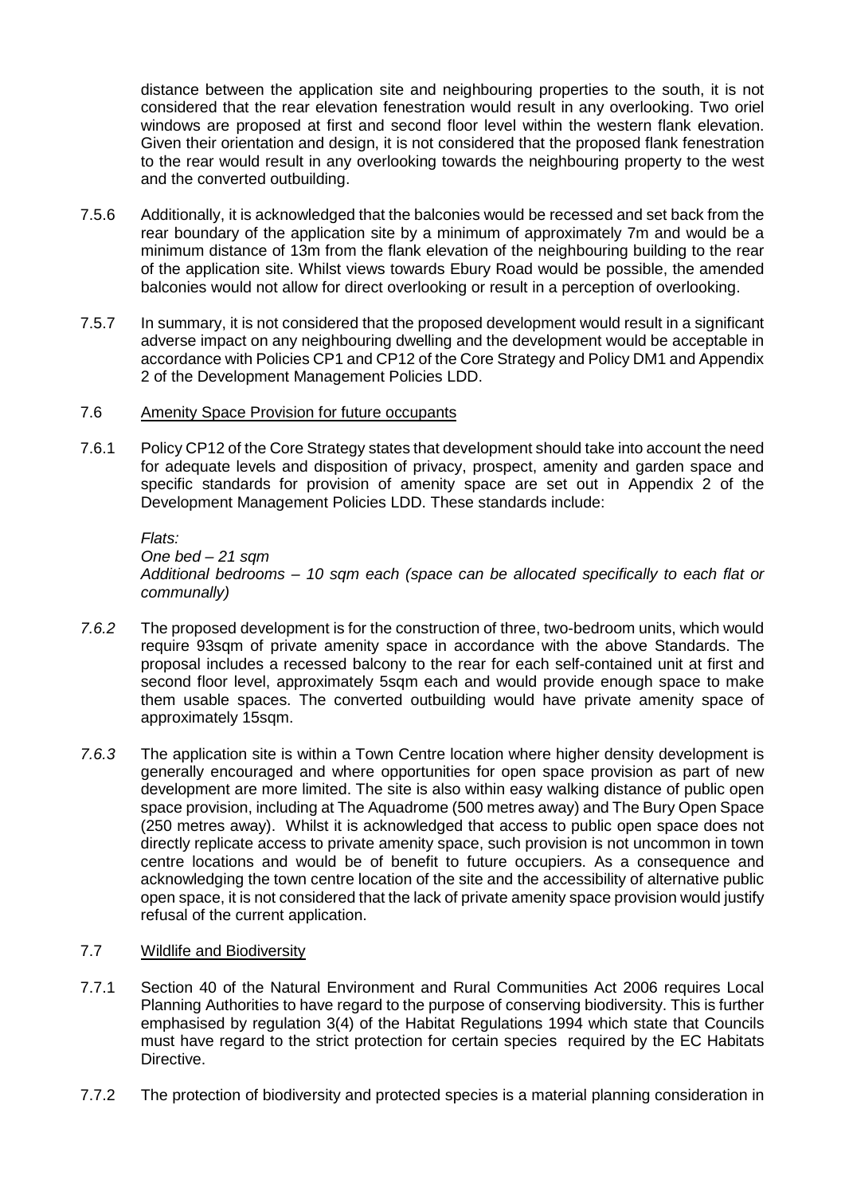distance between the application site and neighbouring properties to the south, it is not considered that the rear elevation fenestration would result in any overlooking. Two oriel windows are proposed at first and second floor level within the western flank elevation. Given their orientation and design, it is not considered that the proposed flank fenestration to the rear would result in any overlooking towards the neighbouring property to the west and the converted outbuilding.

7.5.6 Additionally, it is acknowledged that the balconies would be recessed and set back from the rear boundary of the application site by a minimum of approximately 7m and would be a minimum distance of 13m from the flank elevation of the neighbouring building to the rear of the application site. Whilst views towards Ebury Road would be possible, the amended balconies would not allow for direct overlooking or result in a perception of overlooking.

7.5.7 In summary, it is not considered that the proposed development would result in a significant adverse impact on any neighbouring dwelling and the development would be acceptable in accordance with Policies CP1 and CP12 of the Core Strategy and Policy DM1 and Appendix 2 of the Development Management Policies LDD.

7.6 Amenity Space Provision for future occupants

7.6.1 Policy CP12 of the Core Strategy states that development should take into account the need for adequate levels and disposition of privacy, prospect, amenity and garden space and specific standards for provision of amenity space are set out in Appendix 2 of the Development Management Policies LDD. These standards include:

*Flats:*
*One bed – 21 sqm*
*Additional bedrooms – 10 sqm each (space can be allocated specifically to each flat or communally)*

*7.6.2* The proposed development is for the construction of three, two-bedroom units, which would require 93sqm of private amenity space in accordance with the above Standards. The proposal includes a recessed balcony to the rear for each self-contained unit at first and second floor level, approximately 5sqm each and would provide enough space to make them usable spaces. The converted outbuilding would have private amenity space of approximately 15sqm.

*7.6.3* The application site is within a Town Centre location where higher density development is generally encouraged and where opportunities for open space provision as part of new development are more limited. The site is also within easy walking distance of public open space provision, including at The Aquadrome (500 metres away) and The Bury Open Space (250 metres away). Whilst it is acknowledged that access to public open space does not directly replicate access to private amenity space, such provision is not uncommon in town centre locations and would be of benefit to future occupiers. As a consequence and acknowledging the town centre location of the site and the accessibility of alternative public open space, it is not considered that the lack of private amenity space provision would justify refusal of the current application.

7.7 Wildlife and Biodiversity

7.7.1 Section 40 of the Natural Environment and Rural Communities Act 2006 requires Local Planning Authorities to have regard to the purpose of conserving biodiversity. This is further emphasised by regulation 3(4) of the Habitat Regulations 1994 which state that Councils must have regard to the strict protection for certain species required by the EC Habitats Directive.

7.7.2 The protection of biodiversity and protected species is a material planning consideration in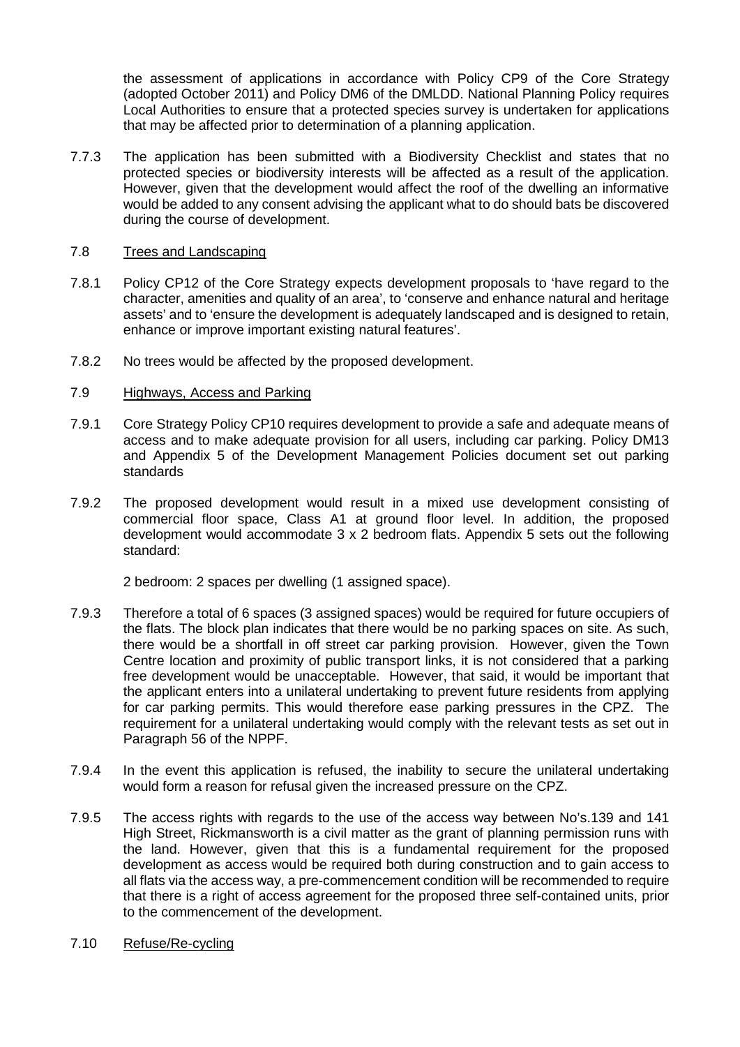the assessment of applications in accordance with Policy CP9 of the Core Strategy (adopted October 2011) and Policy DM6 of the DMLDD. National Planning Policy requires Local Authorities to ensure that a protected species survey is undertaken for applications that may be affected prior to determination of a planning application.

7.7.3 The application has been submitted with a Biodiversity Checklist and states that no protected species or biodiversity interests will be affected as a result of the application. However, given that the development would affect the roof of the dwelling an informative would be added to any consent advising the applicant what to do should bats be discovered during the course of development.

7.8 Trees and Landscaping

7.8.1 Policy CP12 of the Core Strategy expects development proposals to 'have regard to the character, amenities and quality of an area', to 'conserve and enhance natural and heritage assets' and to 'ensure the development is adequately landscaped and is designed to retain, enhance or improve important existing natural features'.

7.8.2 No trees would be affected by the proposed development.

7.9 Highways, Access and Parking

7.9.1 Core Strategy Policy CP10 requires development to provide a safe and adequate means of access and to make adequate provision for all users, including car parking. Policy DM13 and Appendix 5 of the Development Management Policies document set out parking standards

7.9.2 The proposed development would result in a mixed use development consisting of commercial floor space, Class A1 at ground floor level. In addition, the proposed development would accommodate 3 x 2 bedroom flats. Appendix 5 sets out the following standard:

2 bedroom: 2 spaces per dwelling (1 assigned space).

7.9.3 Therefore a total of 6 spaces (3 assigned spaces) would be required for future occupiers of the flats. The block plan indicates that there would be no parking spaces on site. As such, there would be a shortfall in off street car parking provision. However, given the Town Centre location and proximity of public transport links, it is not considered that a parking free development would be unacceptable. However, that said, it would be important that the applicant enters into a unilateral undertaking to prevent future residents from applying for car parking permits. This would therefore ease parking pressures in the CPZ. The requirement for a unilateral undertaking would comply with the relevant tests as set out in Paragraph 56 of the NPPF.

7.9.4 In the event this application is refused, the inability to secure the unilateral undertaking would form a reason for refusal given the increased pressure on the CPZ.

7.9.5 The access rights with regards to the use of the access way between No's.139 and 141 High Street, Rickmansworth is a civil matter as the grant of planning permission runs with the land. However, given that this is a fundamental requirement for the proposed development as access would be required both during construction and to gain access to all flats via the access way, a pre-commencement condition will be recommended to require that there is a right of access agreement for the proposed three self-contained units, prior to the commencement of the development.

7.10 Refuse/Re-cycling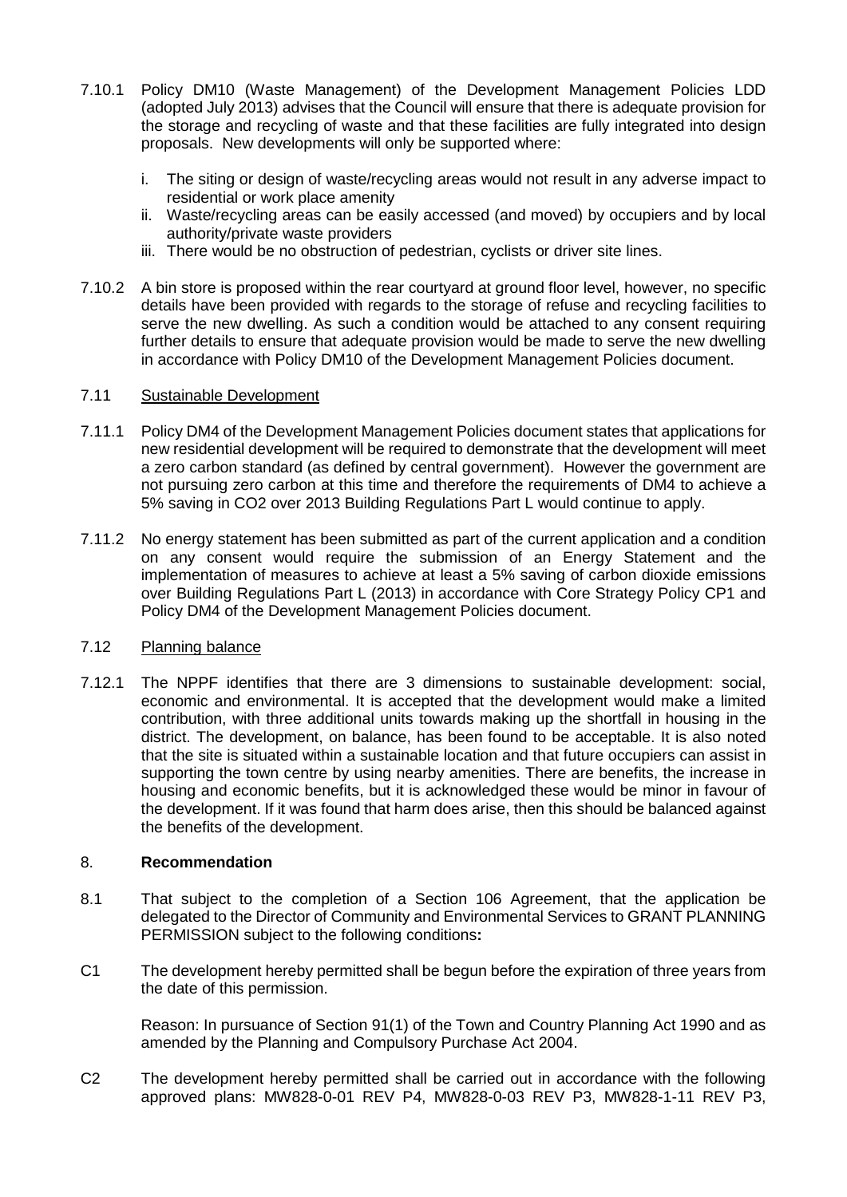7.10.1 Policy DM10 (Waste Management) of the Development Management Policies LDD (adopted July 2013) advises that the Council will ensure that there is adequate provision for the storage and recycling of waste and that these facilities are fully integrated into design proposals. New developments will only be supported where:

i. The siting or design of waste/recycling areas would not result in any adverse impact to residential or work place amenity
ii. Waste/recycling areas can be easily accessed (and moved) by occupiers and by local authority/private waste providers
iii. There would be no obstruction of pedestrian, cyclists or driver site lines.

7.10.2 A bin store is proposed within the rear courtyard at ground floor level, however, no specific details have been provided with regards to the storage of refuse and recycling facilities to serve the new dwelling. As such a condition would be attached to any consent requiring further details to ensure that adequate provision would be made to serve the new dwelling in accordance with Policy DM10 of the Development Management Policies document.

7.11 <u>Sustainable Development</u>

7.11.1 Policy DM4 of the Development Management Policies document states that applications for new residential development will be required to demonstrate that the development will meet a zero carbon standard (as defined by central government). However the government are not pursuing zero carbon at this time and therefore the requirements of DM4 to achieve a 5% saving in $CO_2$ over 2013 Building Regulations Part L would continue to apply.

7.11.2 No energy statement has been submitted as part of the current application and a condition on any consent would require the submission of an Energy Statement and the implementation of measures to achieve at least a 5% saving of carbon dioxide emissions over Building Regulations Part L (2013) in accordance with Core Strategy Policy CP1 and Policy DM4 of the Development Management Policies document.

7.12 <u>Planning balance</u>

7.12.1 The NPPF identifies that there are 3 dimensions to sustainable development: social, economic and environmental. It is accepted that the development would make a limited contribution, with three additional units towards making up the shortfall in housing in the district. The development, on balance, has been found to be acceptable. It is also noted that the site is situated within a sustainable location and that future occupiers can assist in supporting the town centre by using nearby amenities. There are benefits, the increase in housing and economic benefits, but it is acknowledged these would be minor in favour of the development. If it was found that harm does arise, then this should be balanced against the benefits of the development.

## 8. **Recommendation**

8.1 That subject to the completion of a Section 106 Agreement, that the application be delegated to the Director of Community and Environmental Services to GRANT PLANNING PERMISSION subject to the following conditions**:**

C1 The development hereby permitted shall be begun before the expiration of three years from the date of this permission.

Reason: In pursuance of Section 91(1) of the Town and Country Planning Act 1990 and as amended by the Planning and Compulsory Purchase Act 2004.

C2 The development hereby permitted shall be carried out in accordance with the following approved plans: MW828-0-01 REV P4, MW828-0-03 REV P3, MW828-1-11 REV P3,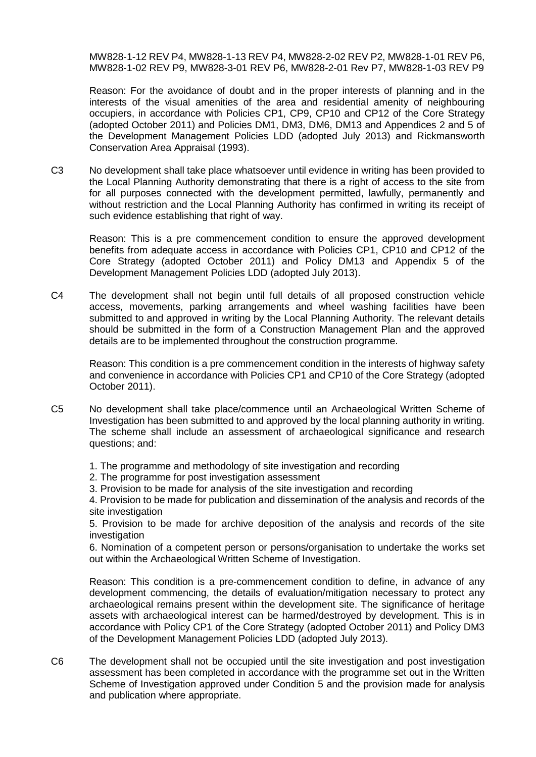MW828-1-12 REV P4, MW828-1-13 REV P4, MW828-2-02 REV P2, MW828-1-01 REV P6, MW828-1-02 REV P9, MW828-3-01 REV P6, MW828-2-01 Rev P7, MW828-1-03 REV P9

Reason: For the avoidance of doubt and in the proper interests of planning and in the interests of the visual amenities of the area and residential amenity of neighbouring occupiers, in accordance with Policies CP1, CP9, CP10 and CP12 of the Core Strategy (adopted October 2011) and Policies DM1, DM3, DM6, DM13 and Appendices 2 and 5 of the Development Management Policies LDD (adopted July 2013) and Rickmansworth Conservation Area Appraisal (1993).

C3 No development shall take place whatsoever until evidence in writing has been provided to the Local Planning Authority demonstrating that there is a right of access to the site from for all purposes connected with the development permitted, lawfully, permanently and without restriction and the Local Planning Authority has confirmed in writing its receipt of such evidence establishing that right of way.

Reason: This is a pre commencement condition to ensure the approved development benefits from adequate access in accordance with Policies CP1, CP10 and CP12 of the Core Strategy (adopted October 2011) and Policy DM13 and Appendix 5 of the Development Management Policies LDD (adopted July 2013).

C4 The development shall not begin until full details of all proposed construction vehicle access, movements, parking arrangements and wheel washing facilities have been submitted to and approved in writing by the Local Planning Authority. The relevant details should be submitted in the form of a Construction Management Plan and the approved details are to be implemented throughout the construction programme.

Reason: This condition is a pre commencement condition in the interests of highway safety and convenience in accordance with Policies CP1 and CP10 of the Core Strategy (adopted October 2011).

C5 No development shall take place/commence until an Archaeological Written Scheme of Investigation has been submitted to and approved by the local planning authority in writing. The scheme shall include an assessment of archaeological significance and research questions; and:

1. The programme and methodology of site investigation and recording
2. The programme for post investigation assessment
3. Provision to be made for analysis of the site investigation and recording
4. Provision to be made for publication and dissemination of the analysis and records of the site investigation
5. Provision to be made for archive deposition of the analysis and records of the site investigation
6. Nomination of a competent person or persons/organisation to undertake the works set out within the Archaeological Written Scheme of Investigation.

Reason: This condition is a pre-commencement condition to define, in advance of any development commencing, the details of evaluation/mitigation necessary to protect any archaeological remains present within the development site. The significance of heritage assets with archaeological interest can be harmed/destroyed by development. This is in accordance with Policy CP1 of the Core Strategy (adopted October 2011) and Policy DM3 of the Development Management Policies LDD (adopted July 2013).

C6 The development shall not be occupied until the site investigation and post investigation assessment has been completed in accordance with the programme set out in the Written Scheme of Investigation approved under Condition 5 and the provision made for analysis and publication where appropriate.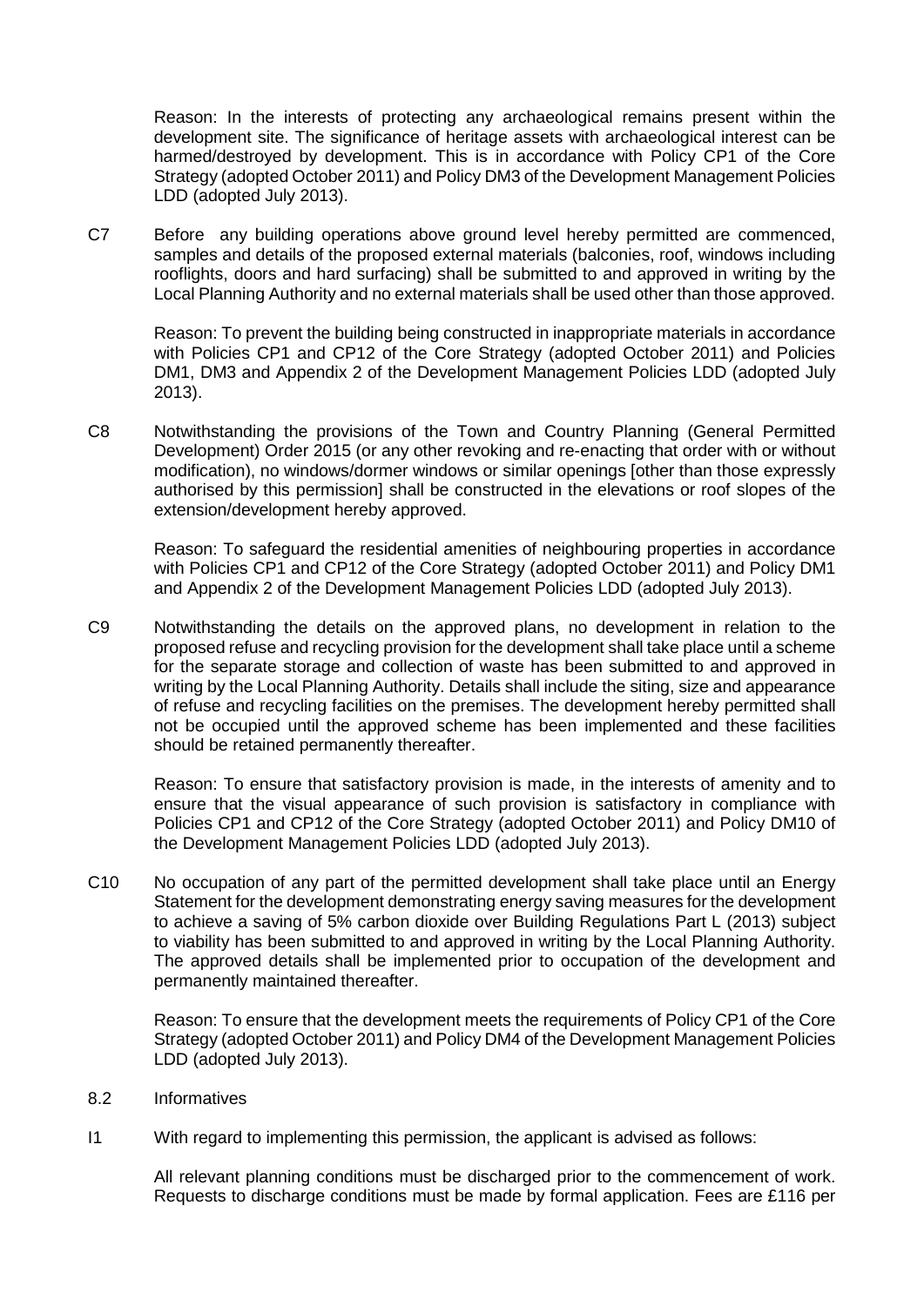Reason: In the interests of protecting any archaeological remains present within the development site. The significance of heritage assets with archaeological interest can be harmed/destroyed by development. This is in accordance with Policy CP1 of the Core Strategy (adopted October 2011) and Policy DM3 of the Development Management Policies LDD (adopted July 2013).

C7 Before any building operations above ground level hereby permitted are commenced, samples and details of the proposed external materials (balconies, roof, windows including rooflights, doors and hard surfacing) shall be submitted to and approved in writing by the Local Planning Authority and no external materials shall be used other than those approved.

Reason: To prevent the building being constructed in inappropriate materials in accordance with Policies CP1 and CP12 of the Core Strategy (adopted October 2011) and Policies DM1, DM3 and Appendix 2 of the Development Management Policies LDD (adopted July 2013).

C8 Notwithstanding the provisions of the Town and Country Planning (General Permitted Development) Order 2015 (or any other revoking and re-enacting that order with or without modification), no windows/dormer windows or similar openings [other than those expressly authorised by this permission] shall be constructed in the elevations or roof slopes of the extension/development hereby approved.

Reason: To safeguard the residential amenities of neighbouring properties in accordance with Policies CP1 and CP12 of the Core Strategy (adopted October 2011) and Policy DM1 and Appendix 2 of the Development Management Policies LDD (adopted July 2013).

C9 Notwithstanding the details on the approved plans, no development in relation to the proposed refuse and recycling provision for the development shall take place until a scheme for the separate storage and collection of waste has been submitted to and approved in writing by the Local Planning Authority. Details shall include the siting, size and appearance of refuse and recycling facilities on the premises. The development hereby permitted shall not be occupied until the approved scheme has been implemented and these facilities should be retained permanently thereafter.

Reason: To ensure that satisfactory provision is made, in the interests of amenity and to ensure that the visual appearance of such provision is satisfactory in compliance with Policies CP1 and CP12 of the Core Strategy (adopted October 2011) and Policy DM10 of the Development Management Policies LDD (adopted July 2013).

C10 No occupation of any part of the permitted development shall take place until an Energy Statement for the development demonstrating energy saving measures for the development to achieve a saving of 5% carbon dioxide over Building Regulations Part L (2013) subject to viability has been submitted to and approved in writing by the Local Planning Authority. The approved details shall be implemented prior to occupation of the development and permanently maintained thereafter.

Reason: To ensure that the development meets the requirements of Policy CP1 of the Core Strategy (adopted October 2011) and Policy DM4 of the Development Management Policies LDD (adopted July 2013).

8.2 Informatives

I1 With regard to implementing this permission, the applicant is advised as follows:

All relevant planning conditions must be discharged prior to the commencement of work. Requests to discharge conditions must be made by formal application. Fees are £116 per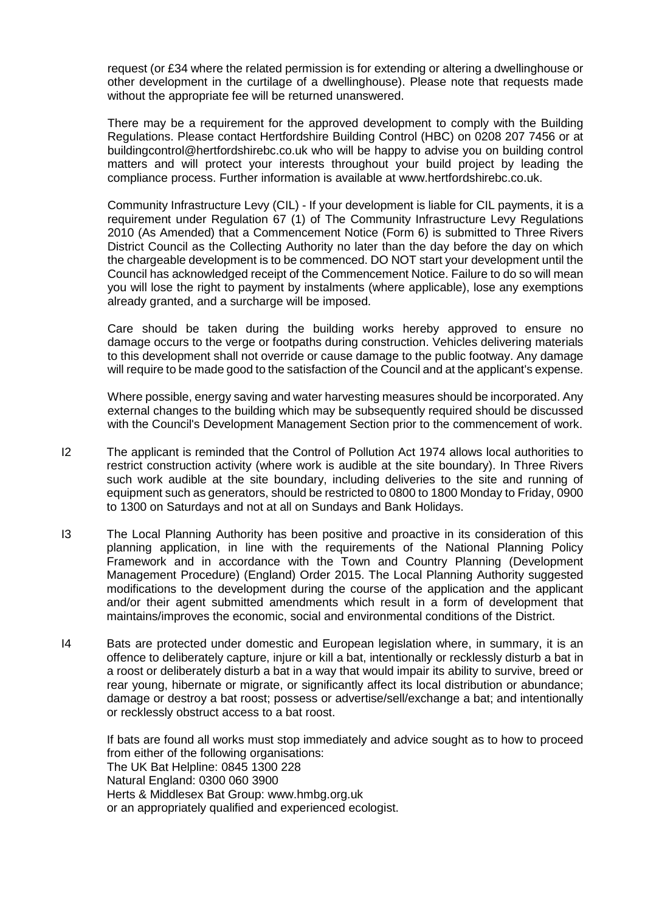request (or £34 where the related permission is for extending or altering a dwellinghouse or other development in the curtilage of a dwellinghouse). Please note that requests made without the appropriate fee will be returned unanswered.

There may be a requirement for the approved development to comply with the Building Regulations. Please contact Hertfordshire Building Control (HBC) on 0208 207 7456 or at buildingcontrol@hertfordshirebc.co.uk who will be happy to advise you on building control matters and will protect your interests throughout your build project by leading the compliance process. Further information is available at www.hertfordshirebc.co.uk.

Community Infrastructure Levy (CIL) - If your development is liable for CIL payments, it is a requirement under Regulation 67 (1) of The Community Infrastructure Levy Regulations 2010 (As Amended) that a Commencement Notice (Form 6) is submitted to Three Rivers District Council as the Collecting Authority no later than the day before the day on which the chargeable development is to be commenced. DO NOT start your development until the Council has acknowledged receipt of the Commencement Notice. Failure to do so will mean you will lose the right to payment by instalments (where applicable), lose any exemptions already granted, and a surcharge will be imposed.

Care should be taken during the building works hereby approved to ensure no damage occurs to the verge or footpaths during construction. Vehicles delivering materials to this development shall not override or cause damage to the public footway. Any damage will require to be made good to the satisfaction of the Council and at the applicant's expense.

Where possible, energy saving and water harvesting measures should be incorporated. Any external changes to the building which may be subsequently required should be discussed with the Council's Development Management Section prior to the commencement of work.

I2 The applicant is reminded that the Control of Pollution Act 1974 allows local authorities to restrict construction activity (where work is audible at the site boundary). In Three Rivers such work audible at the site boundary, including deliveries to the site and running of equipment such as generators, should be restricted to 0800 to 1800 Monday to Friday, 0900 to 1300 on Saturdays and not at all on Sundays and Bank Holidays.

I3 The Local Planning Authority has been positive and proactive in its consideration of this planning application, in line with the requirements of the National Planning Policy Framework and in accordance with the Town and Country Planning (Development Management Procedure) (England) Order 2015. The Local Planning Authority suggested modifications to the development during the course of the application and the applicant and/or their agent submitted amendments which result in a form of development that maintains/improves the economic, social and environmental conditions of the District.

I4 Bats are protected under domestic and European legislation where, in summary, it is an offence to deliberately capture, injure or kill a bat, intentionally or recklessly disturb a bat in a roost or deliberately disturb a bat in a way that would impair its ability to survive, breed or rear young, hibernate or migrate, or significantly affect its local distribution or abundance; damage or destroy a bat roost; possess or advertise/sell/exchange a bat; and intentionally or recklessly obstruct access to a bat roost.

If bats are found all works must stop immediately and advice sought as to how to proceed from either of the following organisations:
The UK Bat Helpline: 0845 1300 228
Natural England: 0300 060 3900
Herts & Middlesex Bat Group: www.hmbg.org.uk
or an appropriately qualified and experienced ecologist.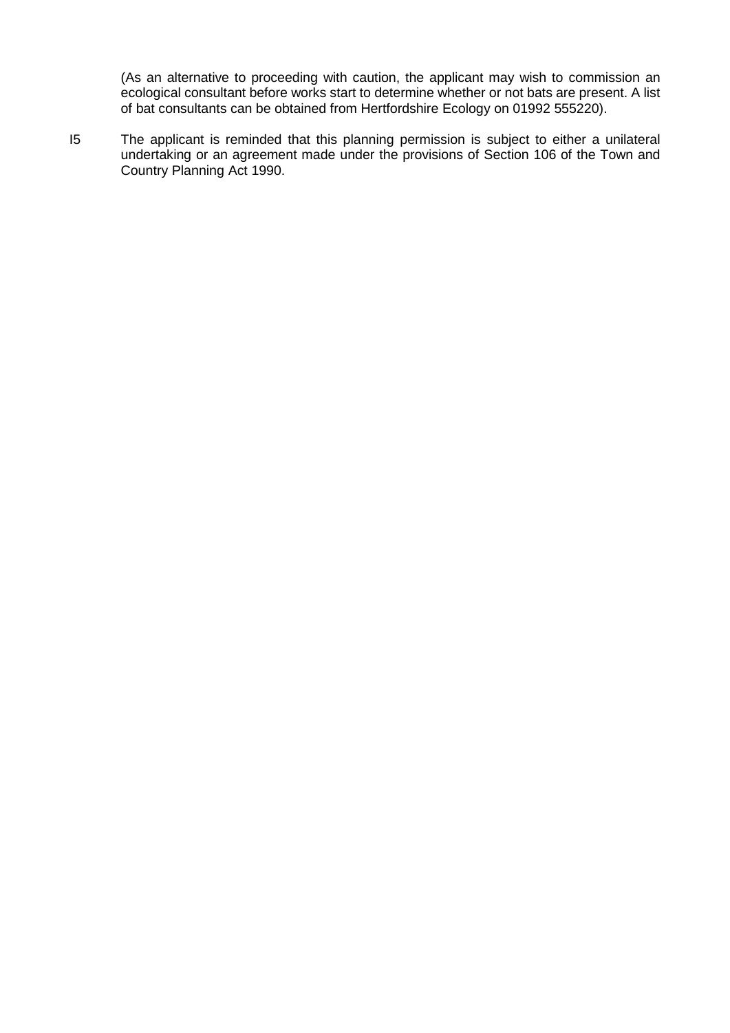(As an alternative to proceeding with caution, the applicant may wish to commission an ecological consultant before works start to determine whether or not bats are present. A list of bat consultants can be obtained from Hertfordshire Ecology on 01992 555220).

I5 The applicant is reminded that this planning permission is subject to either a unilateral undertaking or an agreement made under the provisions of Section 106 of the Town and Country Planning Act 1990.